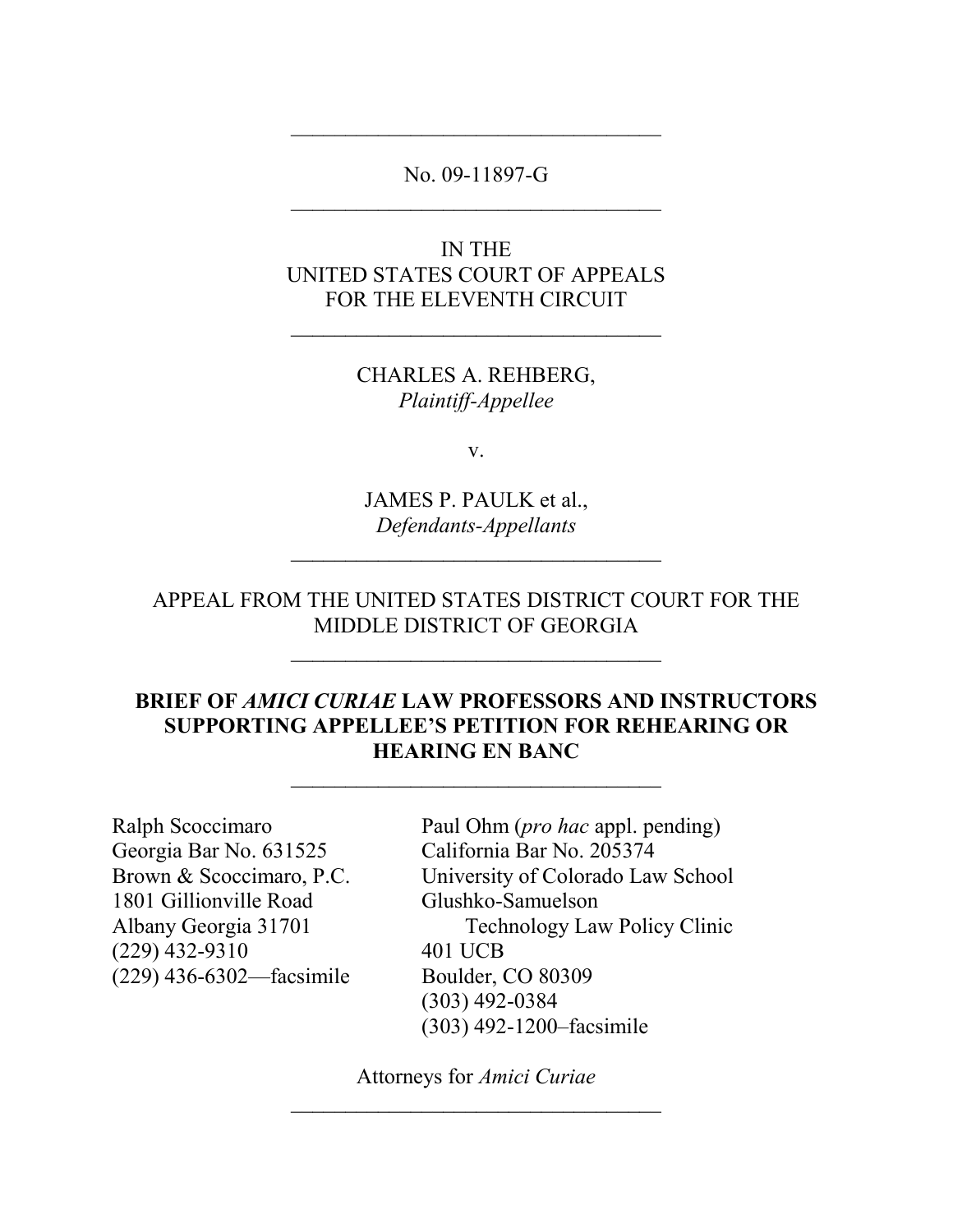No. 09-11897-G

---

IN THE
UNITED STATES COURT OF APPEALS
FOR THE ELEVENTH CIRCUIT

---

CHARLES A. REHBERG,
*Plaintiff-Appellee*

v.

JAMES P. PAULK et al.,
*Defendants-Appellants*

---

APPEAL FROM THE UNITED STATES DISTRICT COURT FOR THE MIDDLE DISTRICT OF GEORGIA

---

**BRIEF OF *AMICI CURIAE* LAW PROFESSORS AND INSTRUCTORS SUPPORTING APPELLEE'S PETITION FOR REHEARING OR HEARING EN BANC**

---

Ralph Scoccimaro
Georgia Bar No. 631525
Brown & Scoccimaro, P.C.
1801 Gillionville Road
Albany Georgia 31701
(229) 432-9310
(229) 436-6302—facsimile

Paul Ohm (*pro hac* appl. pending)
California Bar No. 205374
University of Colorado Law School
Glushko-Samuelson
Technology Law Policy Clinic
401 UCB
Boulder, CO 80309
(303) 492-0384
(303) 492-1200–facsimile

Attorneys for *Amici Curiae*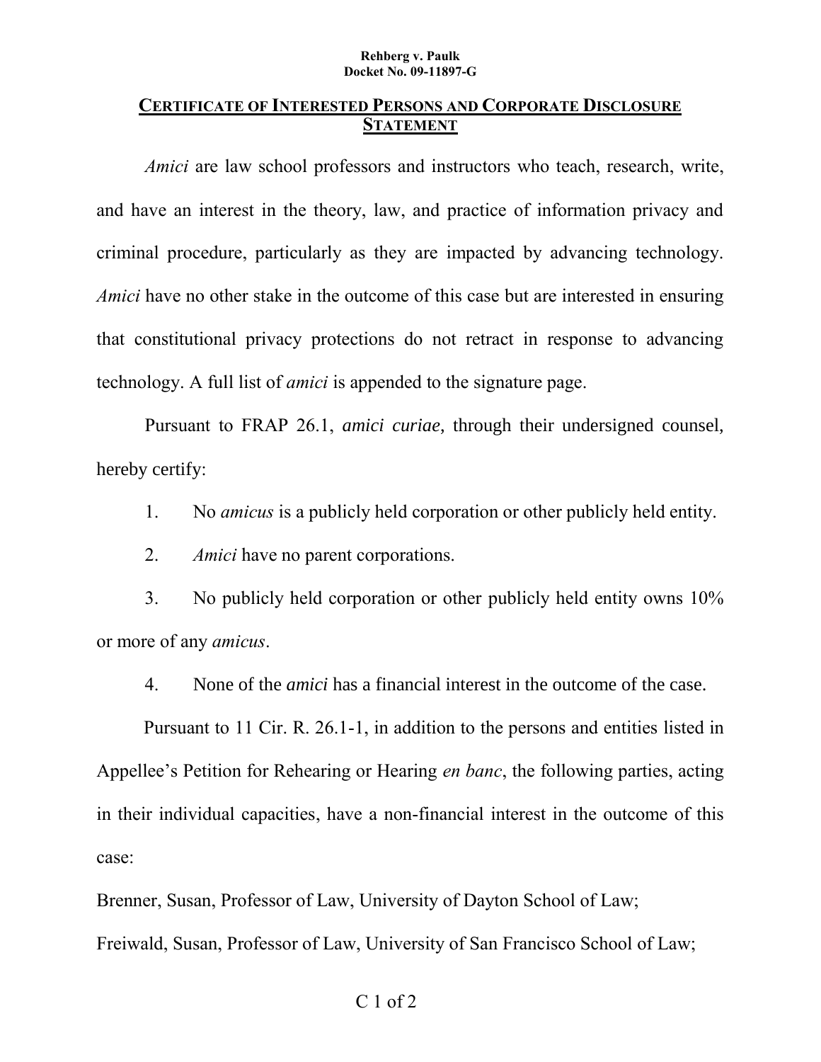**Rehberg v. Paulk**
**Docket No. 09-11897-G**

## CERTIFICATE OF INTERESTED PERSONS AND CORPORATE DISCLOSURE STATEMENT

*Amici* are law school professors and instructors who teach, research, write, and have an interest in the theory, law, and practice of information privacy and criminal procedure, particularly as they are impacted by advancing technology. *Amici* have no other stake in the outcome of this case but are interested in ensuring that constitutional privacy protections do not retract in response to advancing technology. A full list of *amici* is appended to the signature page.

Pursuant to FRAP 26.1, *amici curiae,* through their undersigned counsel, hereby certify:

1. No *amicus* is a publicly held corporation or other publicly held entity.

2. *Amici* have no parent corporations.

3. No publicly held corporation or other publicly held entity owns 10% or more of any *amicus*.

4. None of the *amici* has a financial interest in the outcome of the case.

Pursuant to 11 Cir. R. 26.1-1, in addition to the persons and entities listed in Appellee's Petition for Rehearing or Hearing *en banc*, the following parties, acting in their individual capacities, have a non-financial interest in the outcome of this case:

Brenner, Susan, Professor of Law, University of Dayton School of Law;

Freiwald, Susan, Professor of Law, University of San Francisco School of Law;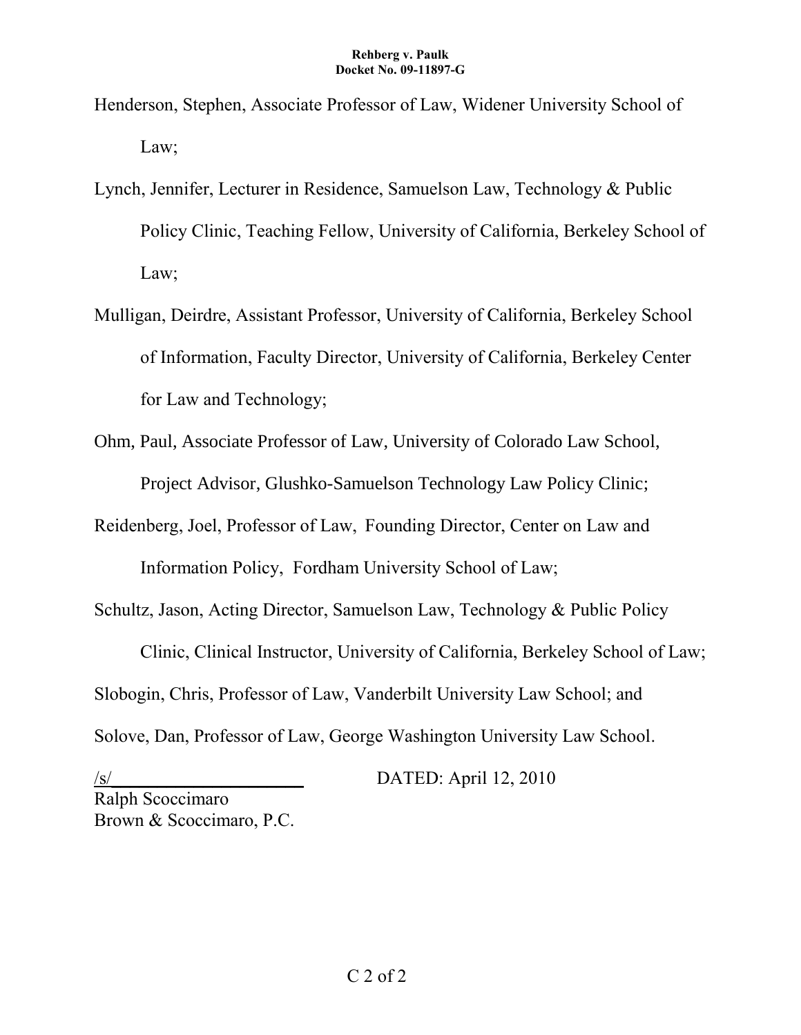Henderson, Stephen, Associate Professor of Law, Widener University School of Law;

Lynch, Jennifer, Lecturer in Residence, Samuelson Law, Technology & Public Policy Clinic, Teaching Fellow, University of California, Berkeley School of Law;

Mulligan, Deirdre, Assistant Professor, University of California, Berkeley School of Information, Faculty Director, University of California, Berkeley Center for Law and Technology;

Ohm, Paul, Associate Professor of Law, University of Colorado Law School, Project Advisor, Glushko-Samuelson Technology Law Policy Clinic;

Reidenberg, Joel, Professor of Law, Founding Director, Center on Law and Information Policy, Fordham University School of Law;

Schultz, Jason, Acting Director, Samuelson Law, Technology & Public Policy Clinic, Clinical Instructor, University of California, Berkeley School of Law;

Slobogin, Chris, Professor of Law, Vanderbilt University Law School; and

Solove, Dan, Professor of Law, George Washington University Law School.

/s/____________________ DATED: April 12, 2010

Ralph Scoccimaro
Brown & Scoccimaro, P.C.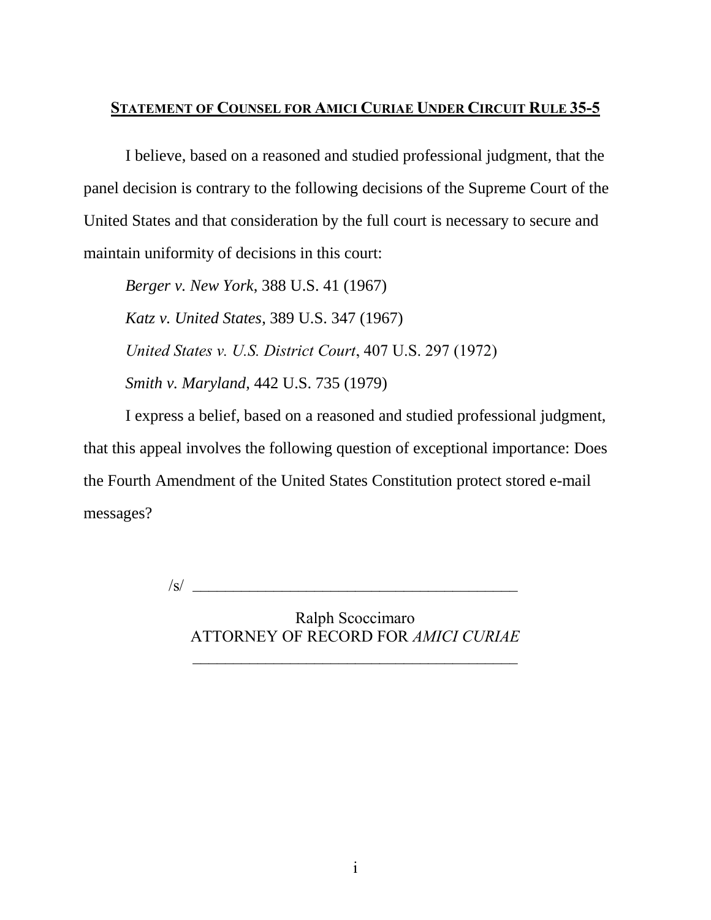## STATEMENT OF COUNSEL FOR AMICI CURIAE UNDER CIRCUIT RULE 35-5

I believe, based on a reasoned and studied professional judgment, that the panel decision is contrary to the following decisions of the Supreme Court of the United States and that consideration by the full court is necessary to secure and maintain uniformity of decisions in this court:

*Berger v. New York*, 388 U.S. 41 (1967)

*Katz v. United States*, 389 U.S. 347 (1967)

*United States v. U.S. District Court*, 407 U.S. 297 (1972)

*Smith v. Maryland*, 442 U.S. 735 (1979)

I express a belief, based on a reasoned and studied professional judgment, that this appeal involves the following question of exceptional importance: Does the Fourth Amendment of the United States Constitution protect stored e-mail messages?

/s/ ___________________________________________

Ralph Scoccimaro
ATTORNEY OF RECORD FOR *AMICI CURIAE*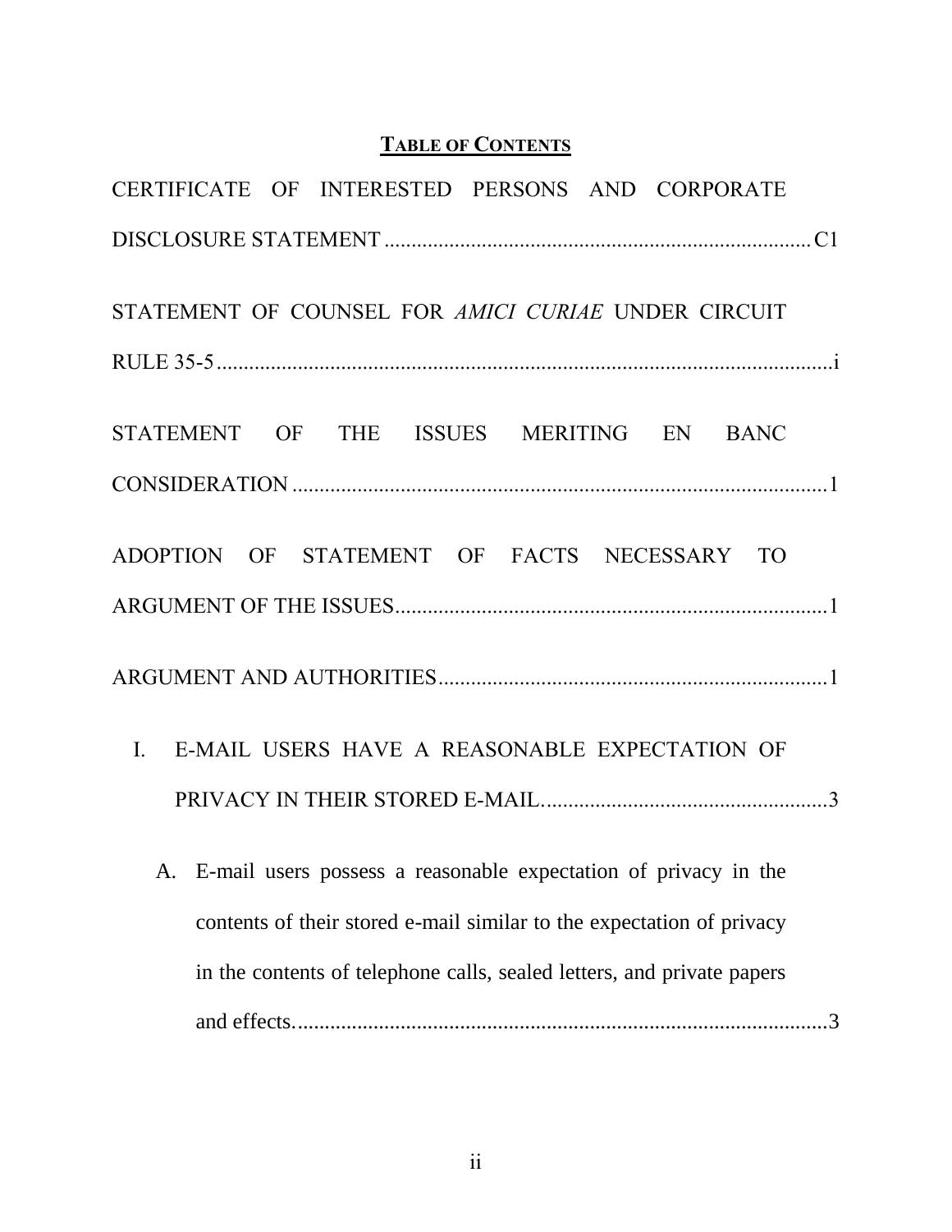## TABLE OF CONTENTS

CERTIFICATE OF INTERESTED PERSONS AND CORPORATE DISCLOSURE STATEMENT ................................................................................ C1

STATEMENT OF COUNSEL FOR *AMICI CURIAE* UNDER CIRCUIT RULE 35-5 ..................................................................................................... i

STATEMENT OF THE ISSUES MERITING EN BANC CONSIDERATION ..................................................................................................... 1

ADOPTION OF STATEMENT OF FACTS NECESSARY TO ARGUMENT OF THE ISSUES ................................................................................ 1

ARGUMENT AND AUTHORITIES ........................................................................ 1

I. E-MAIL USERS HAVE A REASONABLE EXPECTATION OF PRIVACY IN THEIR STORED E-MAIL. ..................................................... 3

   A. E-mail users possess a reasonable expectation of privacy in the contents of their stored e-mail similar to the expectation of privacy in the contents of telephone calls, sealed letters, and private papers and effects. ..................................................................................................... 3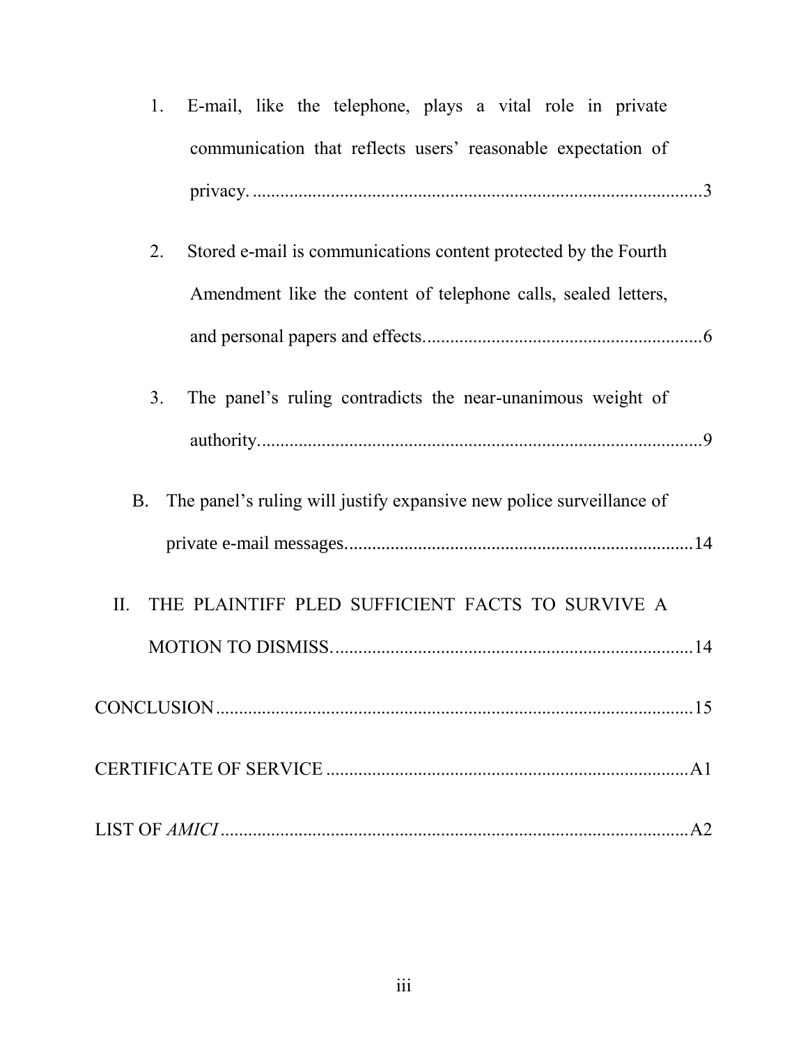1. E-mail, like the telephone, plays a vital role in private communication that reflects users' reasonable expectation of privacy. ....................3

2. Stored e-mail is communications content protected by the Fourth Amendment like the content of telephone calls, sealed letters, and personal papers and effects. ....................6

3. The panel's ruling contradicts the near-unanimous weight of authority. ....................9

B. The panel's ruling will justify expansive new police surveillance of private e-mail messages. ....................14

II. THE PLAINTIFF PLED SUFFICIENT FACTS TO SURVIVE A MOTION TO DISMISS. ....................14

CONCLUSION ....................15

CERTIFICATE OF SERVICE ....................A1

LIST OF *AMICI* ....................A2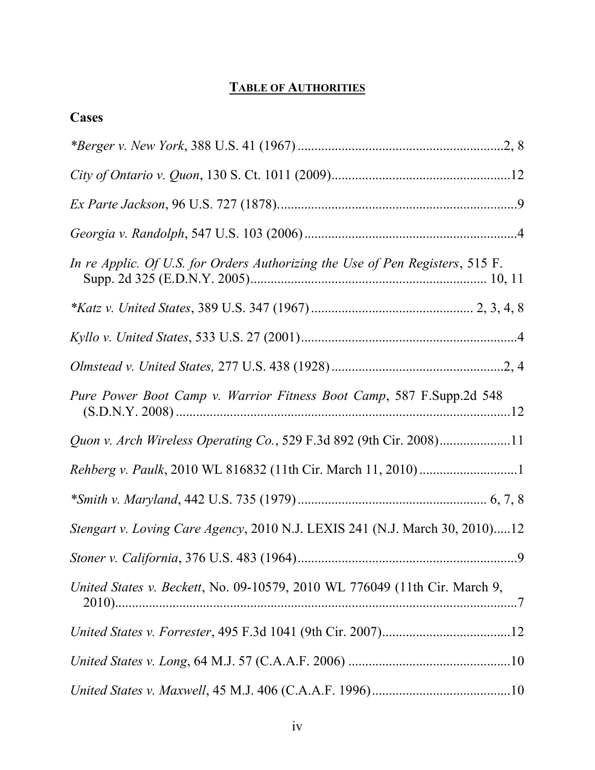# TABLE OF AUTHORITIES

## Cases

*\*Berger v. New York*, 388 U.S. 41 (1967) ..... 2, 8

*City of Ontario v. Quon*, 130 S. Ct. 1011 (2009) ..... 12

*Ex Parte Jackson*, 96 U.S. 727 (1878) ..... 9

*Georgia v. Randolph*, 547 U.S. 103 (2006) ..... 4

*In re Applic. Of U.S. for Orders Authorizing the Use of Pen Registers*, 515 F. Supp. 2d 325 (E.D.N.Y. 2005) ..... 10, 11

*\*Katz v. United States*, 389 U.S. 347 (1967) ..... 2, 3, 4, 8

*Kyllo v. United States*, 533 U.S. 27 (2001) ..... 4

*Olmstead v. United States,* 277 U.S. 438 (1928) ..... 2, 4

*Pure Power Boot Camp v. Warrior Fitness Boot Camp*, 587 F.Supp.2d 548 (S.D.N.Y. 2008) ..... 12

*Quon v. Arch Wireless Operating Co.*, 529 F.3d 892 (9th Cir. 2008) ..... 11

*Rehberg v. Paulk*, 2010 WL 816832 (11th Cir. March 11, 2010) ..... 1

*\*Smith v. Maryland*, 442 U.S. 735 (1979) ..... 6, 7, 8

*Stengart v. Loving Care Agency*, 2010 N.J. LEXIS 241 (N.J. March 30, 2010) ..... 12

*Stoner v. California*, 376 U.S. 483 (1964) ..... 9

*United States v. Beckett*, No. 09-10579, 2010 WL 776049 (11th Cir. March 9, 2010) ..... 7

*United States v. Forrester*, 495 F.3d 1041 (9th Cir. 2007) ..... 12

*United States v. Long*, 64 M.J. 57 (C.A.A.F. 2006) ..... 10

*United States v. Maxwell*, 45 M.J. 406 (C.A.A.F. 1996) ..... 10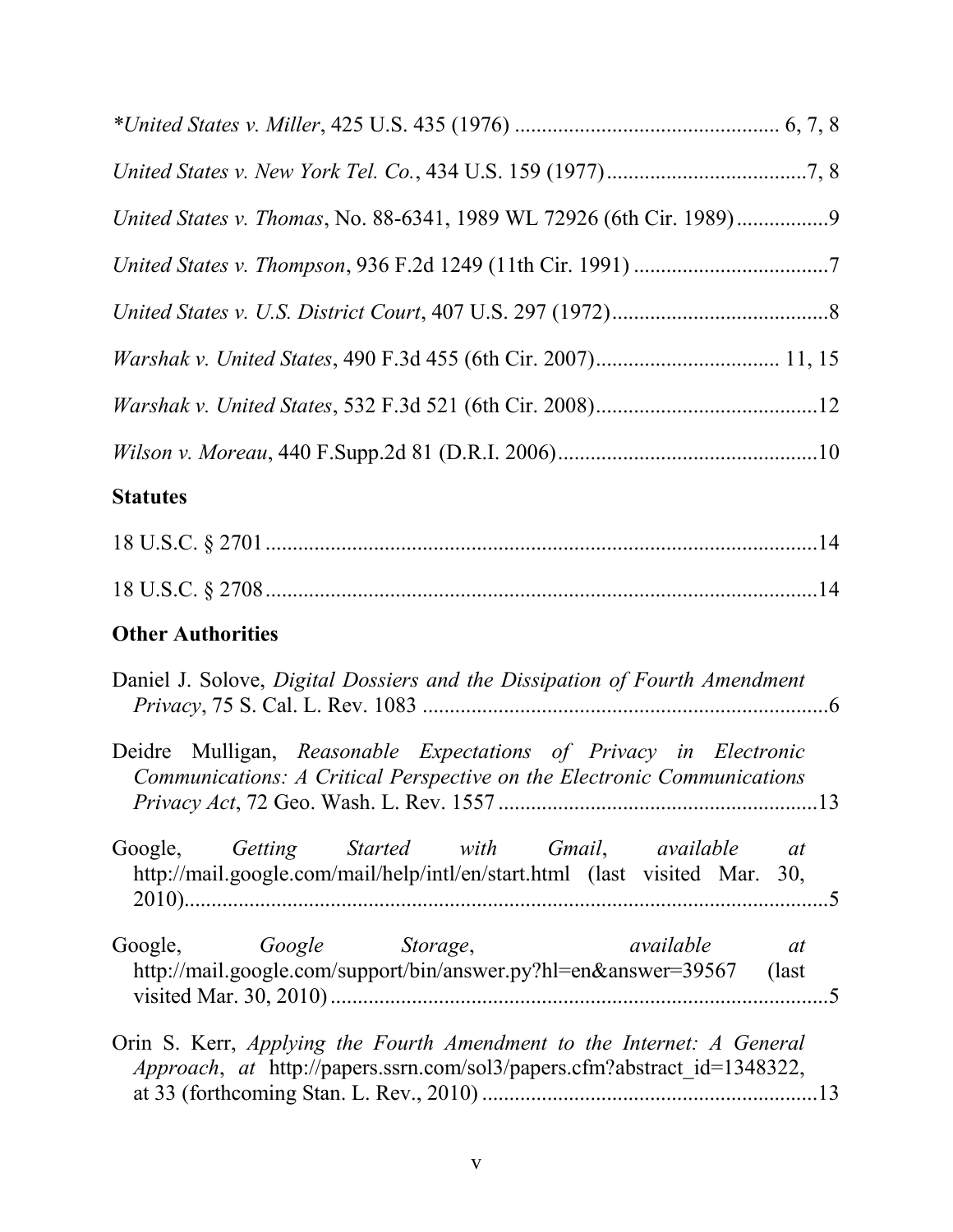**United States v. Miller*, 425 U.S. 435 (1976) ................................................ 6, 7, 8

*United States v. New York Tel. Co.*, 434 U.S. 159 (1977).....................................7, 8

*United States v. Thomas*, No. 88-6341, 1989 WL 72926 (6th Cir. 1989)................9

*United States v. Thompson*, 936 F.2d 1249 (11th Cir. 1991) ...................................7

*United States v. U.S. District Court*, 407 U.S. 297 (1972)........................................8

*Warshak v. United States*, 490 F.3d 455 (6th Cir. 2007).................................. 11, 15

*Warshak v. United States*, 532 F.3d 521 (6th Cir. 2008).........................................12

*Wilson v. Moreau*, 440 F.Supp.2d 81 (D.R.I. 2006)................................................10

## Statutes

18 U.S.C. § 2701 ......................................................................................................14

18 U.S.C. § 2708 ......................................................................................................14

## Other Authorities

Daniel J. Solove, *Digital Dossiers and the Dissipation of Fourth Amendment Privacy*, 75 S. Cal. L. Rev. 1083 ...........................................................................6

Deidre Mulligan, *Reasonable Expectations of Privacy in Electronic Communications: A Critical Perspective on the Electronic Communications Privacy Act*, 72 Geo. Wash. L. Rev. 1557 ...........................................................13

Google, *Getting Started with Gmail*, *available at* http://mail.google.com/mail/help/intl/en/start.html (last visited Mar. 30, 2010)..........................................................................................................5

Google, *Google Storage*, *available at* http://mail.google.com/support/bin/answer.py?hl=en&answer=39567 (last visited Mar. 30, 2010) ............................................................................5

Orin S. Kerr, *Applying the Fourth Amendment to the Internet: A General Approach*, *at* http://papers.ssrn.com/sol3/papers.cfm?abstract_id=1348322, at 33 (forthcoming Stan. L. Rev., 2010) .............................................................13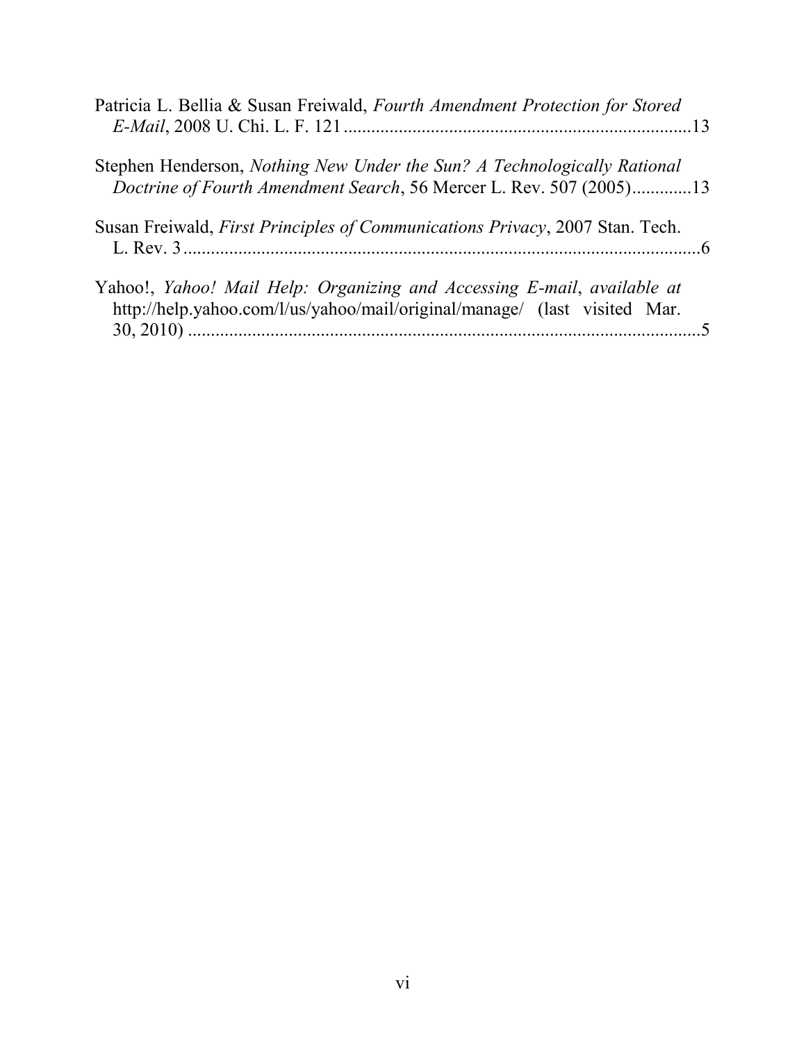Patricia L. Bellia & Susan Freiwald, *Fourth Amendment Protection for Stored E-Mail*, 2008 U. Chi. L. F. 121 ........................................................................13

Stephen Henderson, *Nothing New Under the Sun? A Technologically Rational Doctrine of Fourth Amendment Search*, 56 Mercer L. Rev. 507 (2005).............13

Susan Freiwald, *First Principles of Communications Privacy*, 2007 Stan. Tech. L. Rev. 3 ..................................................................................................................6

Yahoo!, *Yahoo! Mail Help: Organizing and Accessing E-mail*, *available at* http://help.yahoo.com/l/us/yahoo/mail/original/manage/ (last visited Mar. 30, 2010) ................................................................................................................5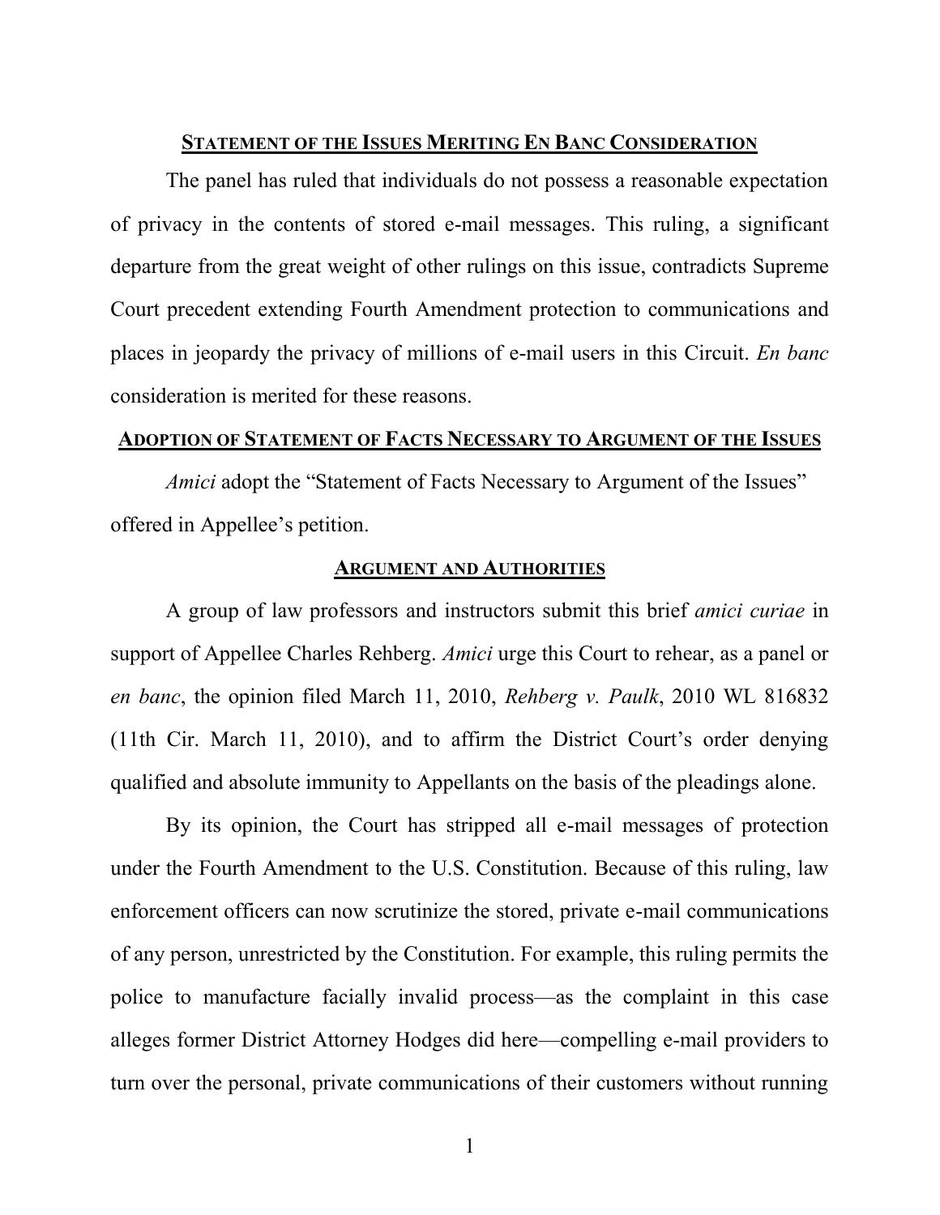## Statement of the Issues Meriting En Banc Consideration

The panel has ruled that individuals do not possess a reasonable expectation of privacy in the contents of stored e-mail messages. This ruling, a significant departure from the great weight of other rulings on this issue, contradicts Supreme Court precedent extending Fourth Amendment protection to communications and places in jeopardy the privacy of millions of e-mail users in this Circuit. *En banc* consideration is merited for these reasons.

## Adoption of Statement of Facts Necessary to Argument of the Issues

*Amici* adopt the "Statement of Facts Necessary to Argument of the Issues" offered in Appellee's petition.

## Argument and Authorities

A group of law professors and instructors submit this brief *amici curiae* in support of Appellee Charles Rehberg. *Amici* urge this Court to rehear, as a panel or *en banc*, the opinion filed March 11, 2010, *Rehberg v. Paulk*, 2010 WL 816832 (11th Cir. March 11, 2010), and to affirm the District Court's order denying qualified and absolute immunity to Appellants on the basis of the pleadings alone.

By its opinion, the Court has stripped all e-mail messages of protection under the Fourth Amendment to the U.S. Constitution. Because of this ruling, law enforcement officers can now scrutinize the stored, private e-mail communications of any person, unrestricted by the Constitution. For example, this ruling permits the police to manufacture facially invalid process—as the complaint in this case alleges former District Attorney Hodges did here—compelling e-mail providers to turn over the personal, private communications of their customers without running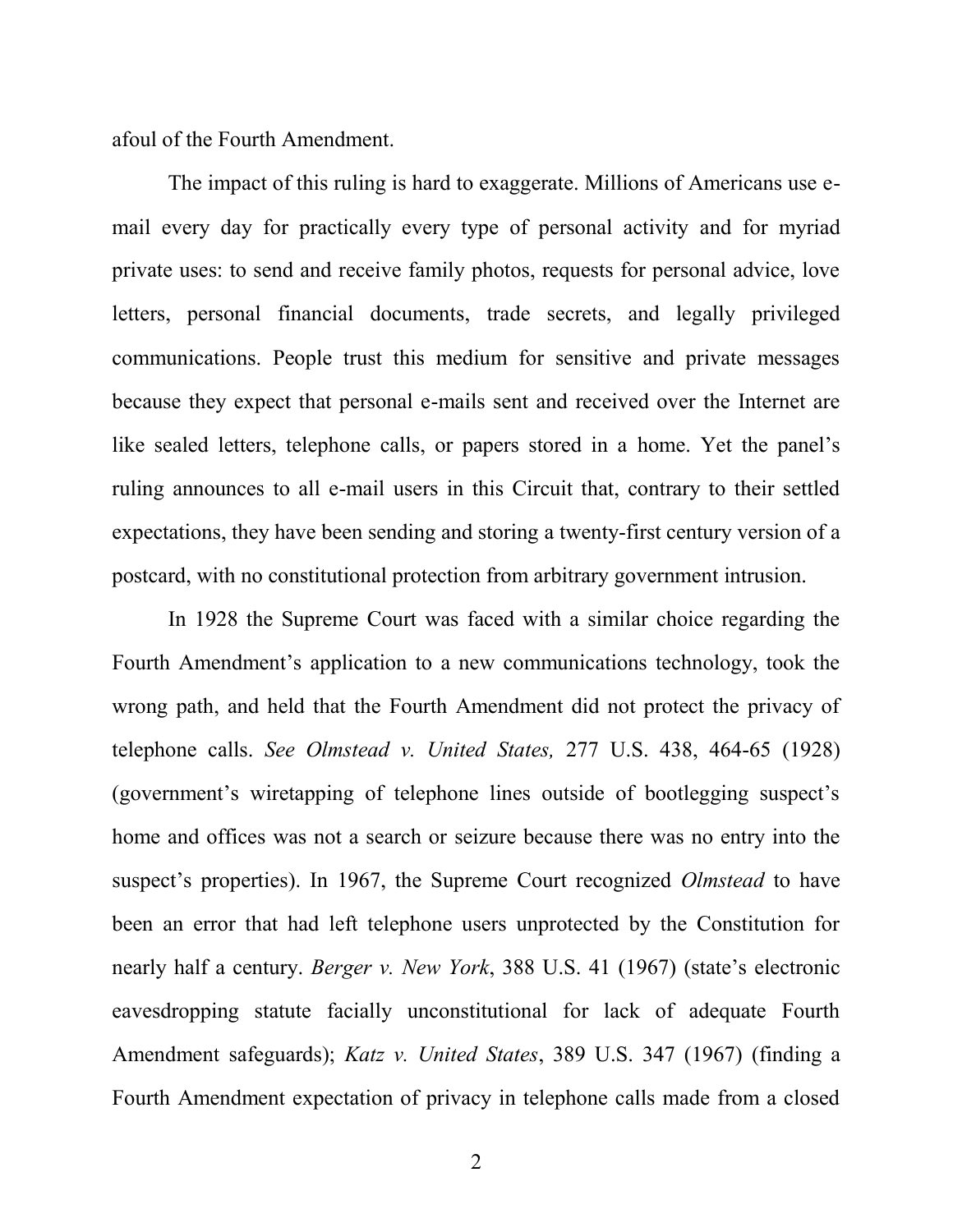afoul of the Fourth Amendment.

The impact of this ruling is hard to exaggerate. Millions of Americans use e-mail every day for practically every type of personal activity and for myriad private uses: to send and receive family photos, requests for personal advice, love letters, personal financial documents, trade secrets, and legally privileged communications. People trust this medium for sensitive and private messages because they expect that personal e-mails sent and received over the Internet are like sealed letters, telephone calls, or papers stored in a home. Yet the panel's ruling announces to all e-mail users in this Circuit that, contrary to their settled expectations, they have been sending and storing a twenty-first century version of a postcard, with no constitutional protection from arbitrary government intrusion.

In 1928 the Supreme Court was faced with a similar choice regarding the Fourth Amendment's application to a new communications technology, took the wrong path, and held that the Fourth Amendment did not protect the privacy of telephone calls. *See Olmstead v. United States,* 277 U.S. 438, 464-65 (1928) (government's wiretapping of telephone lines outside of bootlegging suspect's home and offices was not a search or seizure because there was no entry into the suspect's properties). In 1967, the Supreme Court recognized *Olmstead* to have been an error that had left telephone users unprotected by the Constitution for nearly half a century. *Berger v. New York*, 388 U.S. 41 (1967) (state's electronic eavesdropping statute facially unconstitutional for lack of adequate Fourth Amendment safeguards); *Katz v. United States*, 389 U.S. 347 (1967) (finding a Fourth Amendment expectation of privacy in telephone calls made from a closed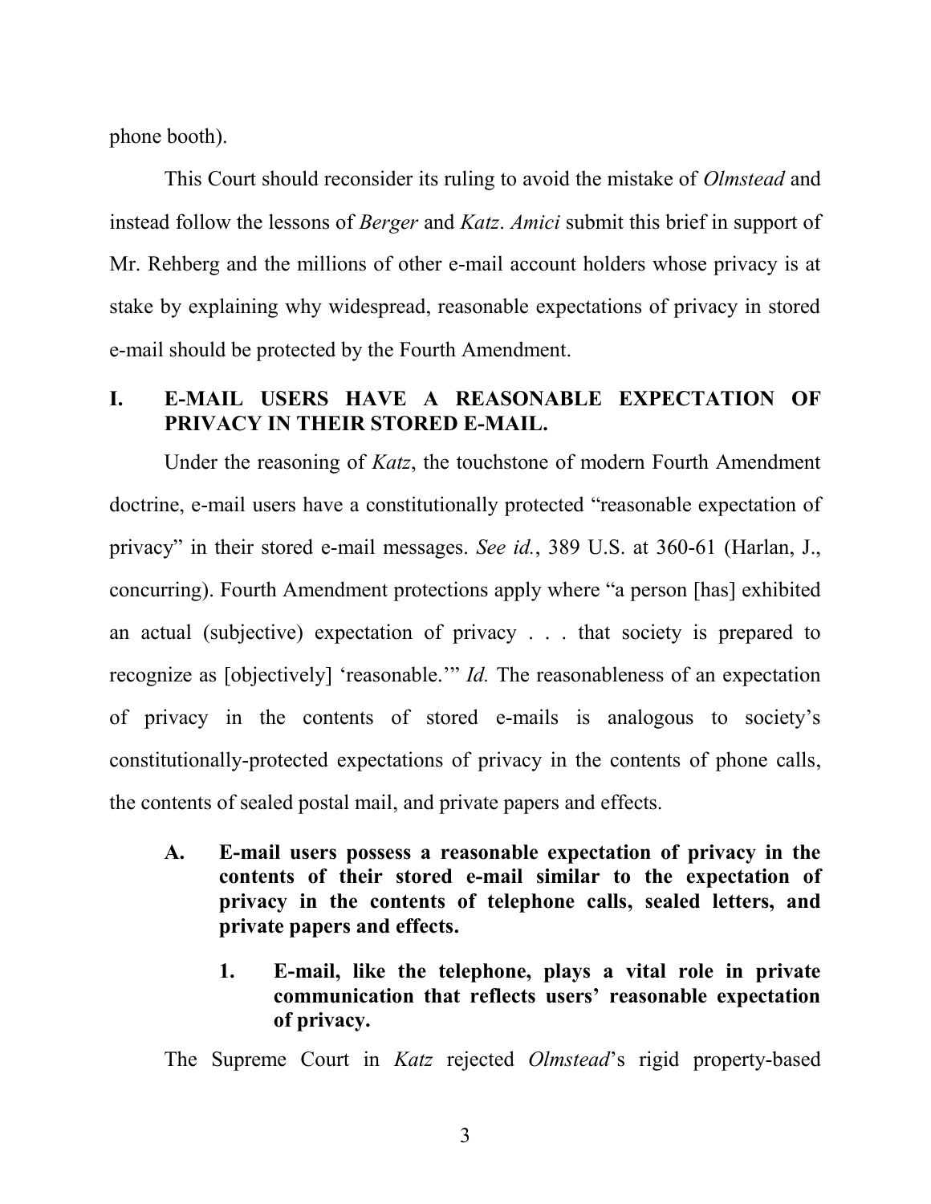phone booth).

This Court should reconsider its ruling to avoid the mistake of *Olmstead* and instead follow the lessons of *Berger* and *Katz*. *Amici* submit this brief in support of Mr. Rehberg and the millions of other e-mail account holders whose privacy is at stake by explaining why widespread, reasonable expectations of privacy in stored e-mail should be protected by the Fourth Amendment.

# I. E-MAIL USERS HAVE A REASONABLE EXPECTATION OF PRIVACY IN THEIR STORED E-MAIL.

Under the reasoning of *Katz*, the touchstone of modern Fourth Amendment doctrine, e-mail users have a constitutionally protected "reasonable expectation of privacy" in their stored e-mail messages. *See id.*, 389 U.S. at 360-61 (Harlan, J., concurring). Fourth Amendment protections apply where "a person [has] exhibited an actual (subjective) expectation of privacy . . . that society is prepared to recognize as [objectively] 'reasonable.'" *Id.* The reasonableness of an expectation of privacy in the contents of stored e-mails is analogous to society's constitutionally-protected expectations of privacy in the contents of phone calls, the contents of sealed postal mail, and private papers and effects.

## A. E-mail users possess a reasonable expectation of privacy in the contents of their stored e-mail similar to the expectation of privacy in the contents of telephone calls, sealed letters, and private papers and effects.

### 1. E-mail, like the telephone, plays a vital role in private communication that reflects users' reasonable expectation of privacy.

The Supreme Court in *Katz* rejected *Olmstead*'s rigid property-based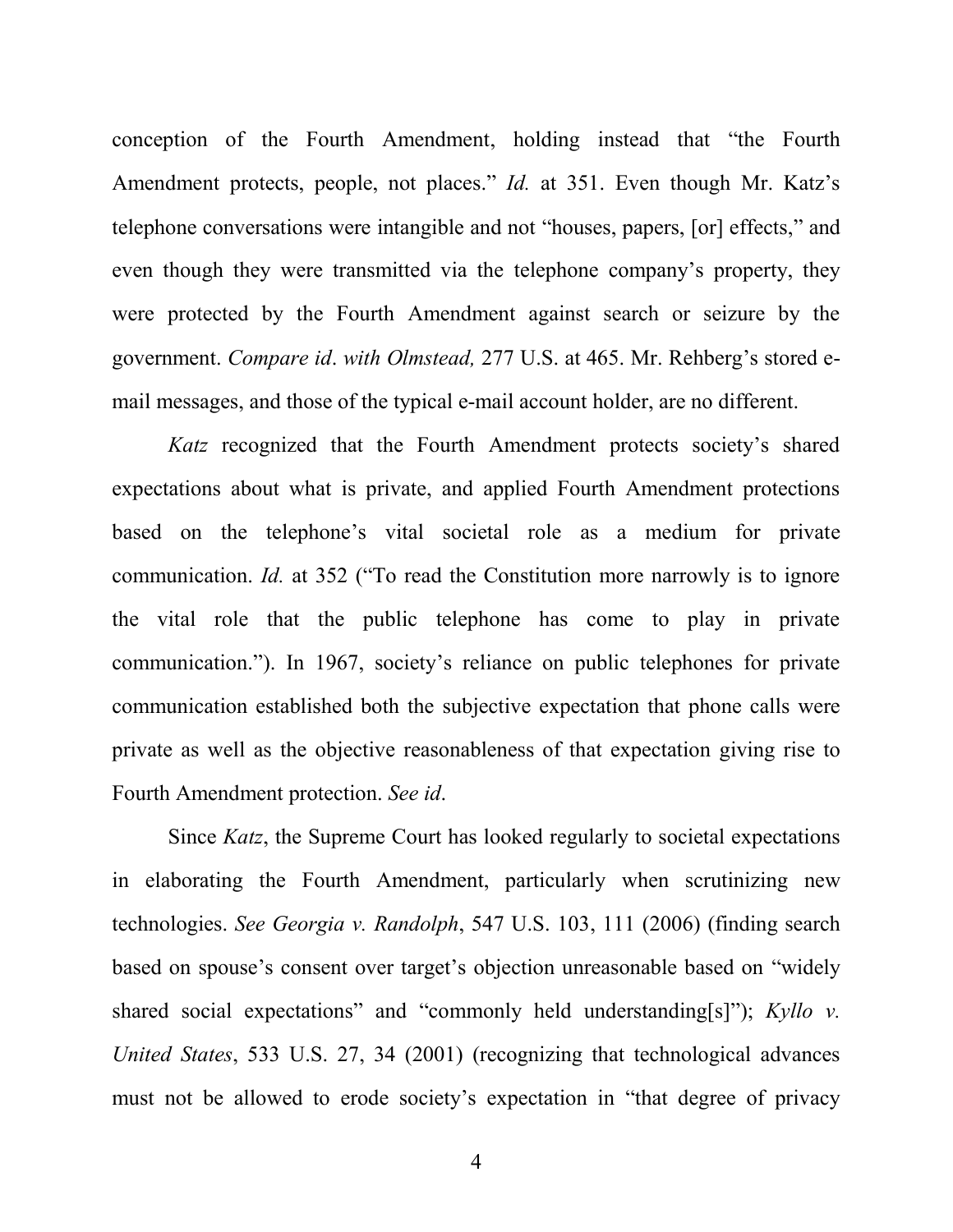conception of the Fourth Amendment, holding instead that "the Fourth Amendment protects, people, not places." *Id.* at 351. Even though Mr. Katz's telephone conversations were intangible and not "houses, papers, [or] effects," and even though they were transmitted via the telephone company's property, they were protected by the Fourth Amendment against search or seizure by the government. *Compare id*. *with Olmstead,* 277 U.S. at 465. Mr. Rehberg's stored e-mail messages, and those of the typical e-mail account holder, are no different.

*Katz* recognized that the Fourth Amendment protects society's shared expectations about what is private, and applied Fourth Amendment protections based on the telephone's vital societal role as a medium for private communication. *Id.* at 352 ("To read the Constitution more narrowly is to ignore the vital role that the public telephone has come to play in private communication."). In 1967, society's reliance on public telephones for private communication established both the subjective expectation that phone calls were private as well as the objective reasonableness of that expectation giving rise to Fourth Amendment protection. *See id*.

Since *Katz*, the Supreme Court has looked regularly to societal expectations in elaborating the Fourth Amendment, particularly when scrutinizing new technologies. *See Georgia v. Randolph*, 547 U.S. 103, 111 (2006) (finding search based on spouse's consent over target's objection unreasonable based on "widely shared social expectations" and "commonly held understanding[s]"); *Kyllo v. United States*, 533 U.S. 27, 34 (2001) (recognizing that technological advances must not be allowed to erode society's expectation in "that degree of privacy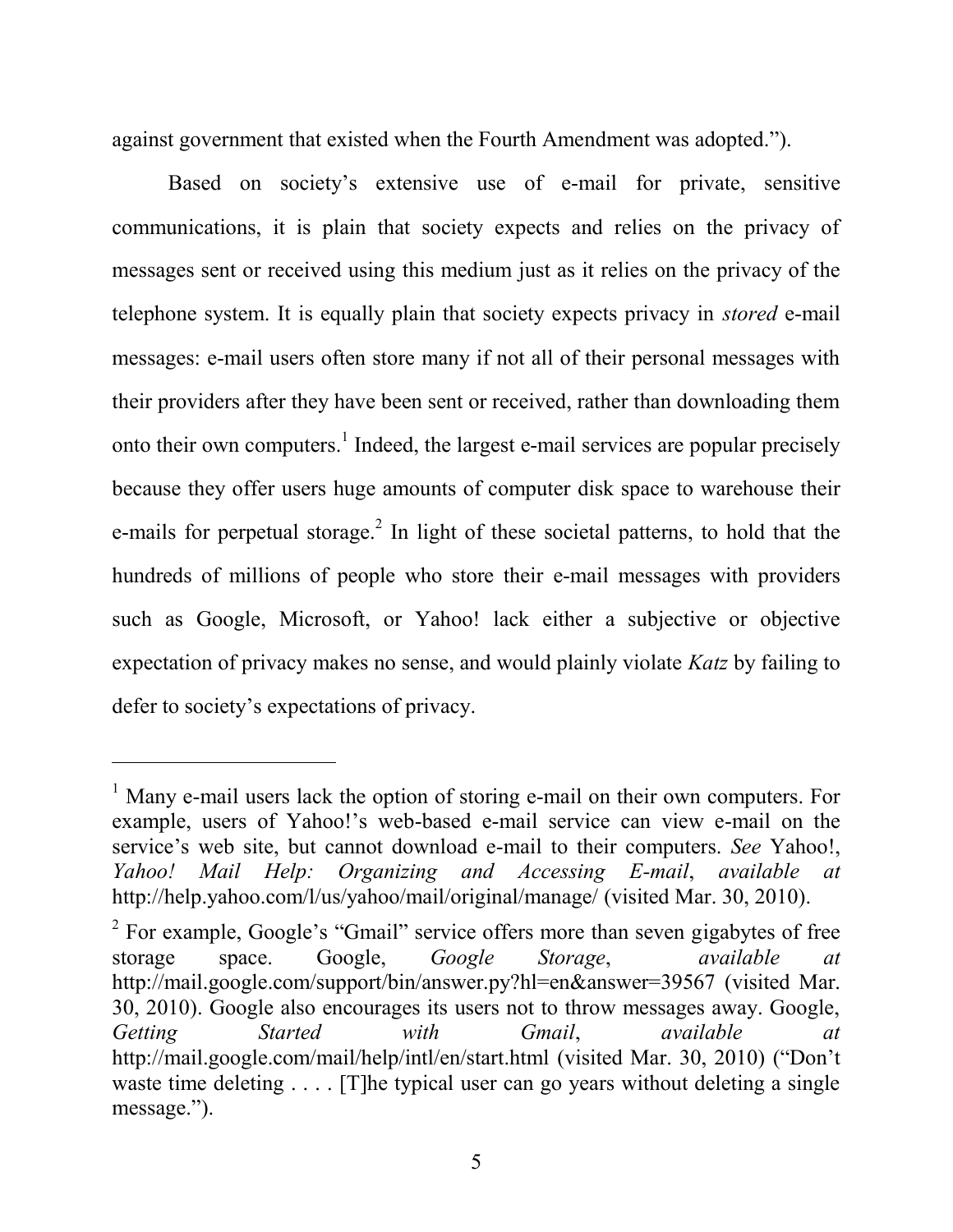against government that existed when the Fourth Amendment was adopted.").

Based on society's extensive use of e-mail for private, sensitive communications, it is plain that society expects and relies on the privacy of messages sent or received using this medium just as it relies on the privacy of the telephone system. It is equally plain that society expects privacy in *stored* e-mail messages: e-mail users often store many if not all of their personal messages with their providers after they have been sent or received, rather than downloading them onto their own computers.[1] Indeed, the largest e-mail services are popular precisely because they offer users huge amounts of computer disk space to warehouse their e-mails for perpetual storage.[2] In light of these societal patterns, to hold that the hundreds of millions of people who store their e-mail messages with providers such as Google, Microsoft, or Yahoo! lack either a subjective or objective expectation of privacy makes no sense, and would plainly violate *Katz* by failing to defer to society's expectations of privacy.

---

[1] Many e-mail users lack the option of storing e-mail on their own computers. For example, users of Yahoo!'s web-based e-mail service can view e-mail on the service's web site, but cannot download e-mail to their computers. *See* Yahoo!, *Yahoo! Mail Help: Organizing and Accessing E-mail*, *available at* http://help.yahoo.com/l/us/yahoo/mail/original/manage/ (visited Mar. 30, 2010).

[2] For example, Google's "Gmail" service offers more than seven gigabytes of free storage space. Google, *Google Storage*, *available at* http://mail.google.com/support/bin/answer.py?hl=en&answer=39567 (visited Mar. 30, 2010). Google also encourages its users not to throw messages away. Google, *Getting Started with Gmail*, *available at* http://mail.google.com/mail/help/intl/en/start.html (visited Mar. 30, 2010) ("Don't waste time deleting . . . . [T]he typical user can go years without deleting a single message.").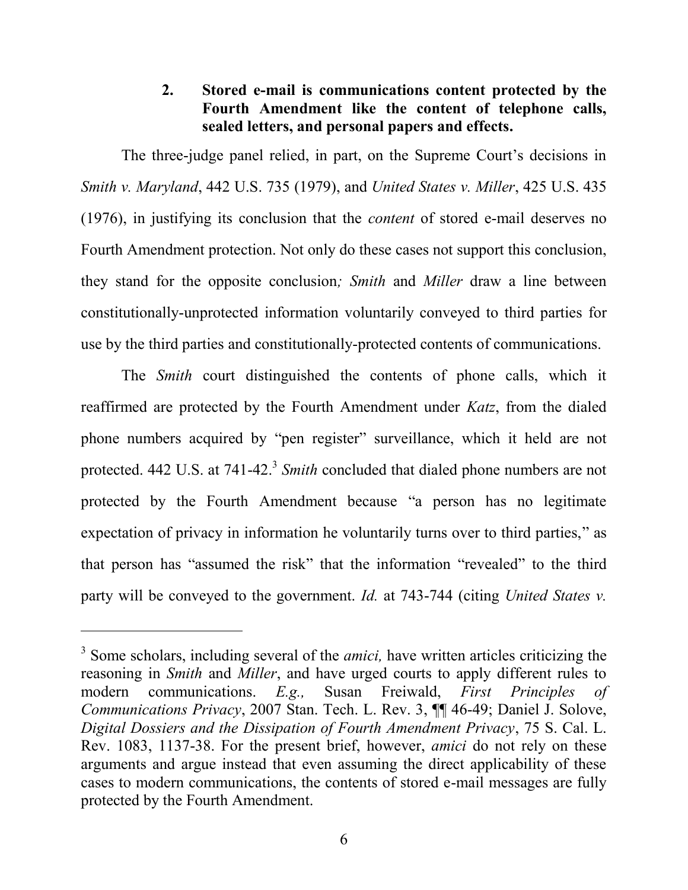### 2. Stored e-mail is communications content protected by the Fourth Amendment like the content of telephone calls, sealed letters, and personal papers and effects.

The three-judge panel relied, in part, on the Supreme Court's decisions in *Smith v. Maryland*, 442 U.S. 735 (1979), and *United States v. Miller*, 425 U.S. 435 (1976), in justifying its conclusion that the *content* of stored e-mail deserves no Fourth Amendment protection. Not only do these cases not support this conclusion, they stand for the opposite conclusion*;* *Smith* and *Miller* draw a line between constitutionally-unprotected information voluntarily conveyed to third parties for use by the third parties and constitutionally-protected contents of communications.

The *Smith* court distinguished the contents of phone calls, which it reaffirmed are protected by the Fourth Amendment under *Katz*, from the dialed phone numbers acquired by "pen register" surveillance, which it held are not protected. 442 U.S. at 741-42.[3] *Smith* concluded that dialed phone numbers are not protected by the Fourth Amendment because "a person has no legitimate expectation of privacy in information he voluntarily turns over to third parties," as that person has "assumed the risk" that the information "revealed" to the third party will be conveyed to the government. *Id.* at 743-744 (citing *United States v.*

---

[3] Some scholars, including several of the *amici,* have written articles criticizing the reasoning in *Smith* and *Miller*, and have urged courts to apply different rules to modern communications. *E.g.,* Susan Freiwald, *First Principles of Communications Privacy*, 2007 Stan. Tech. L. Rev. 3, ¶¶ 46-49; Daniel J. Solove, *Digital Dossiers and the Dissipation of Fourth Amendment Privacy*, 75 S. Cal. L. Rev. 1083, 1137-38. For the present brief, however, *amici* do not rely on these arguments and argue instead that even assuming the direct applicability of these cases to modern communications, the contents of stored e-mail messages are fully protected by the Fourth Amendment.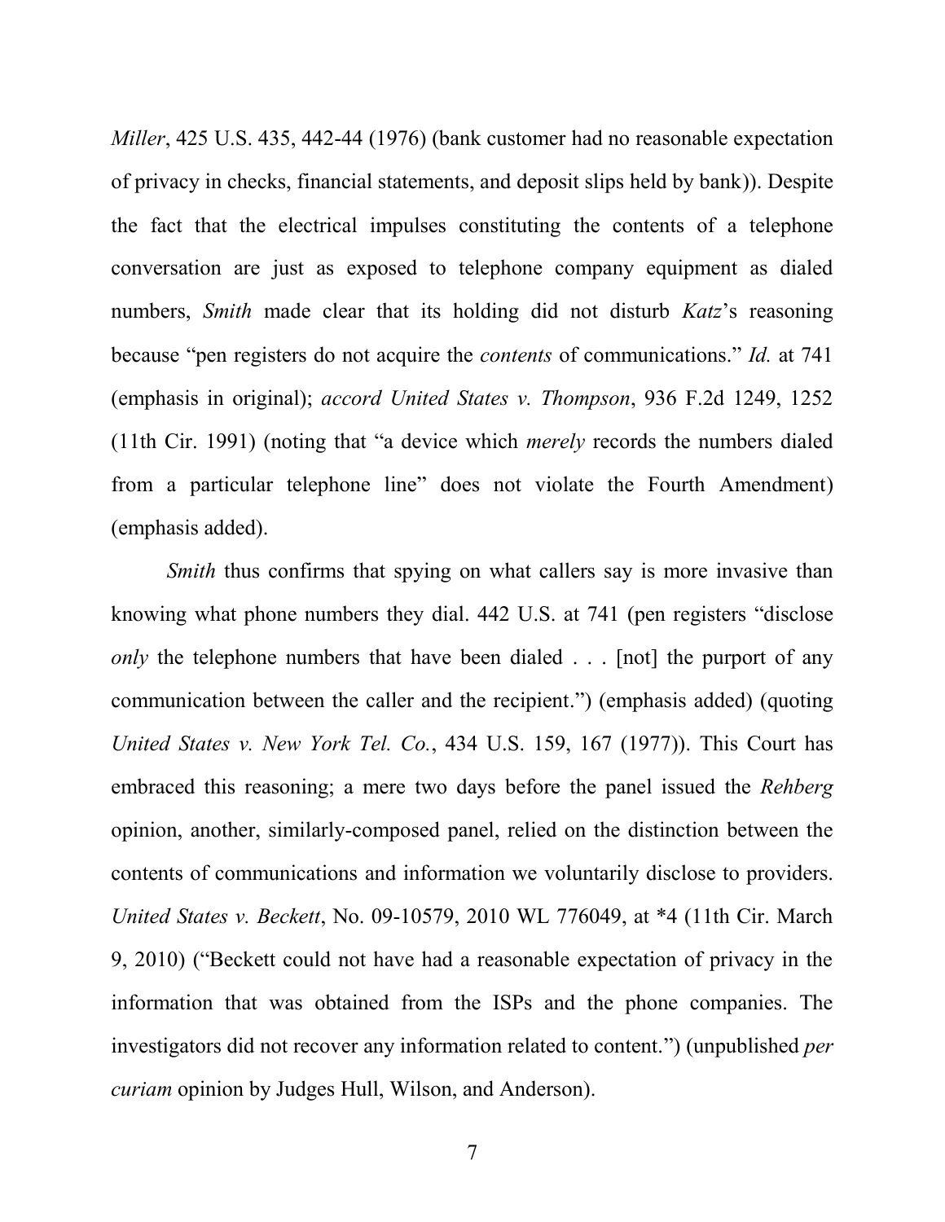*Miller*, 425 U.S. 435, 442-44 (1976) (bank customer had no reasonable expectation of privacy in checks, financial statements, and deposit slips held by bank)). Despite the fact that the electrical impulses constituting the contents of a telephone conversation are just as exposed to telephone company equipment as dialed numbers, *Smith* made clear that its holding did not disturb *Katz*'s reasoning because "pen registers do not acquire the *contents* of communications." *Id.* at 741 (emphasis in original); *accord United States v. Thompson*, 936 F.2d 1249, 1252 (11th Cir. 1991) (noting that "a device which *merely* records the numbers dialed from a particular telephone line" does not violate the Fourth Amendment) (emphasis added).

*Smith* thus confirms that spying on what callers say is more invasive than knowing what phone numbers they dial. 442 U.S. at 741 (pen registers "disclose *only* the telephone numbers that have been dialed . . . [not] the purport of any communication between the caller and the recipient.") (emphasis added) (quoting *United States v. New York Tel. Co.*, 434 U.S. 159, 167 (1977)). This Court has embraced this reasoning; a mere two days before the panel issued the *Rehberg* opinion, another, similarly-composed panel, relied on the distinction between the contents of communications and information we voluntarily disclose to providers. *United States v. Beckett*, No. 09-10579, 2010 WL 776049, at *4 (11th Cir. March 9, 2010) ("Beckett could not have had a reasonable expectation of privacy in the information that was obtained from the ISPs and the phone companies. The investigators did not recover any information related to content.") (unpublished *per curiam* opinion by Judges Hull, Wilson, and Anderson).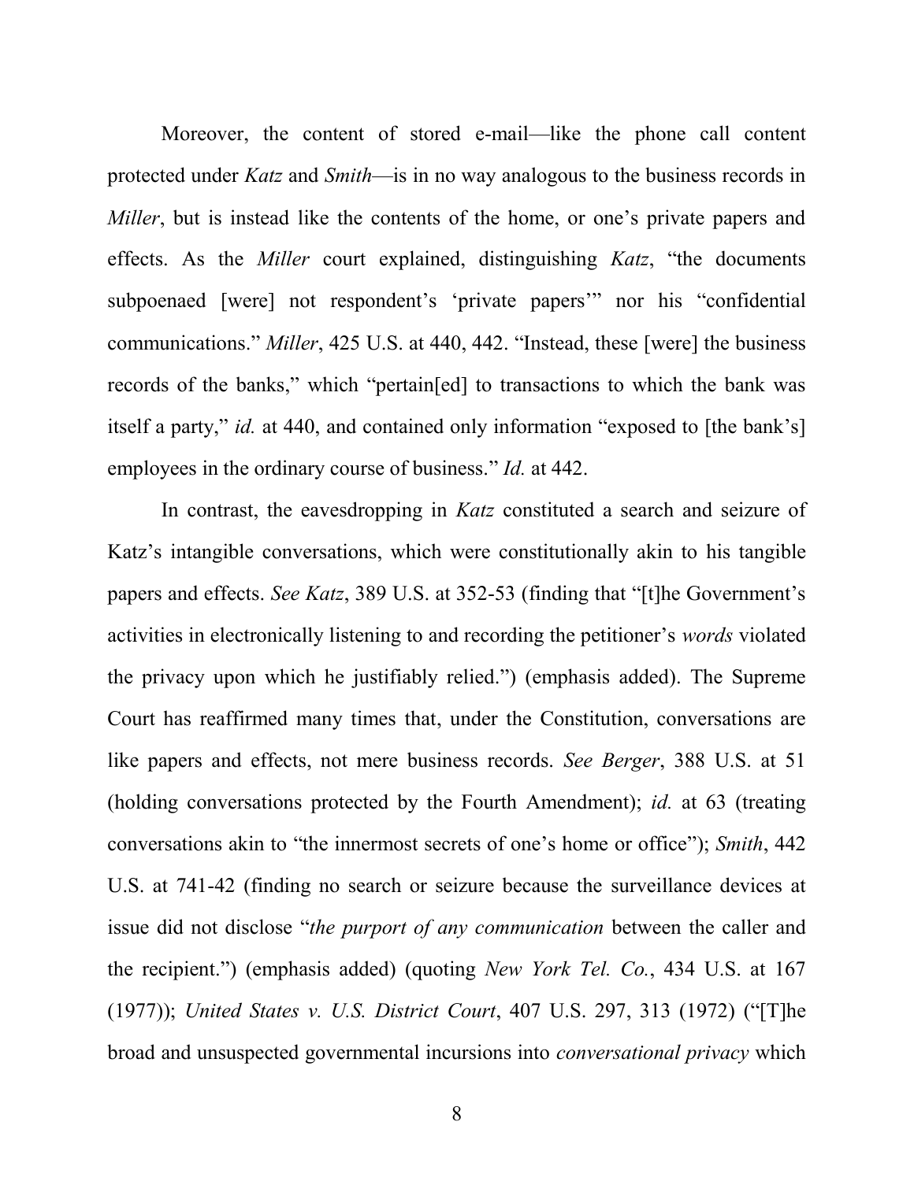Moreover, the content of stored e-mail—like the phone call content protected under *Katz* and *Smith*—is in no way analogous to the business records in *Miller*, but is instead like the contents of the home, or one's private papers and effects. As the *Miller* court explained, distinguishing *Katz*, "the documents subpoenaed [were] not respondent's 'private papers'" nor his "confidential communications." *Miller*, 425 U.S. at 440, 442. "Instead, these [were] the business records of the banks," which "pertain[ed] to transactions to which the bank was itself a party," *id.* at 440, and contained only information "exposed to [the bank's] employees in the ordinary course of business." *Id.* at 442.

In contrast, the eavesdropping in *Katz* constituted a search and seizure of Katz's intangible conversations, which were constitutionally akin to his tangible papers and effects. *See Katz*, 389 U.S. at 352-53 (finding that "[t]he Government's activities in electronically listening to and recording the petitioner's *words* violated the privacy upon which he justifiably relied.") (emphasis added). The Supreme Court has reaffirmed many times that, under the Constitution, conversations are like papers and effects, not mere business records. *See Berger*, 388 U.S. at 51 (holding conversations protected by the Fourth Amendment); *id.* at 63 (treating conversations akin to "the innermost secrets of one's home or office"); *Smith*, 442 U.S. at 741-42 (finding no search or seizure because the surveillance devices at issue did not disclose "*the purport of any communication* between the caller and the recipient.") (emphasis added) (quoting *New York Tel. Co.*, 434 U.S. at 167 (1977)); *United States v. U.S. District Court*, 407 U.S. 297, 313 (1972) ("[T]he broad and unsuspected governmental incursions into *conversational privacy* which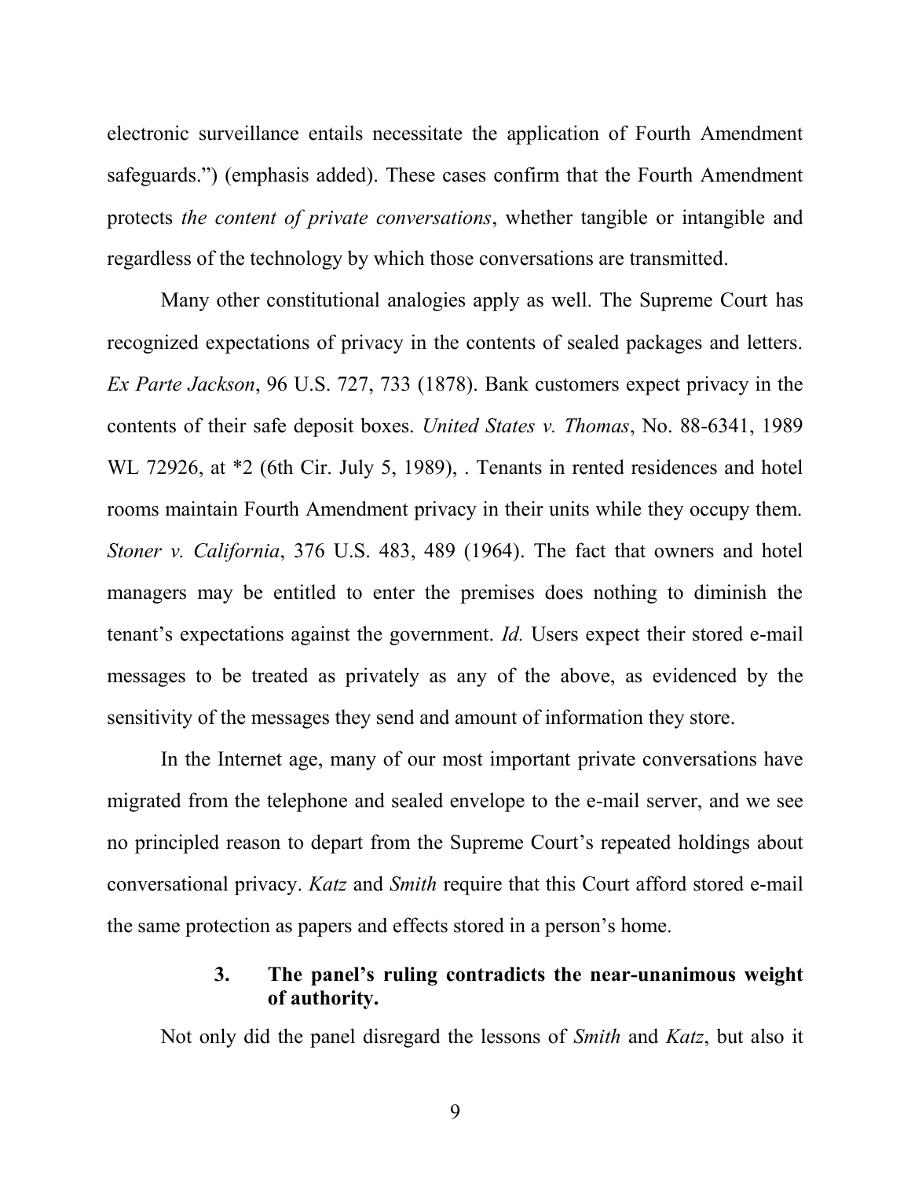electronic surveillance entails necessitate the application of Fourth Amendment safeguards.") (emphasis added). These cases confirm that the Fourth Amendment protects *the content of private conversations*, whether tangible or intangible and regardless of the technology by which those conversations are transmitted.

Many other constitutional analogies apply as well. The Supreme Court has recognized expectations of privacy in the contents of sealed packages and letters. *Ex Parte Jackson*, 96 U.S. 727, 733 (1878). Bank customers expect privacy in the contents of their safe deposit boxes. *United States v. Thomas*, No. 88-6341, 1989 WL 72926, at *2 (6th Cir. July 5, 1989), . Tenants in rented residences and hotel rooms maintain Fourth Amendment privacy in their units while they occupy them. *Stoner v. California*, 376 U.S. 483, 489 (1964). The fact that owners and hotel managers may be entitled to enter the premises does nothing to diminish the tenant's expectations against the government. *Id.* Users expect their stored e-mail messages to be treated as privately as any of the above, as evidenced by the sensitivity of the messages they send and amount of information they store.

In the Internet age, many of our most important private conversations have migrated from the telephone and sealed envelope to the e-mail server, and we see no principled reason to depart from the Supreme Court's repeated holdings about conversational privacy. *Katz* and *Smith* require that this Court afford stored e-mail the same protection as papers and effects stored in a person's home.

### 3. The panel's ruling contradicts the near-unanimous weight of authority.

Not only did the panel disregard the lessons of *Smith* and *Katz*, but also it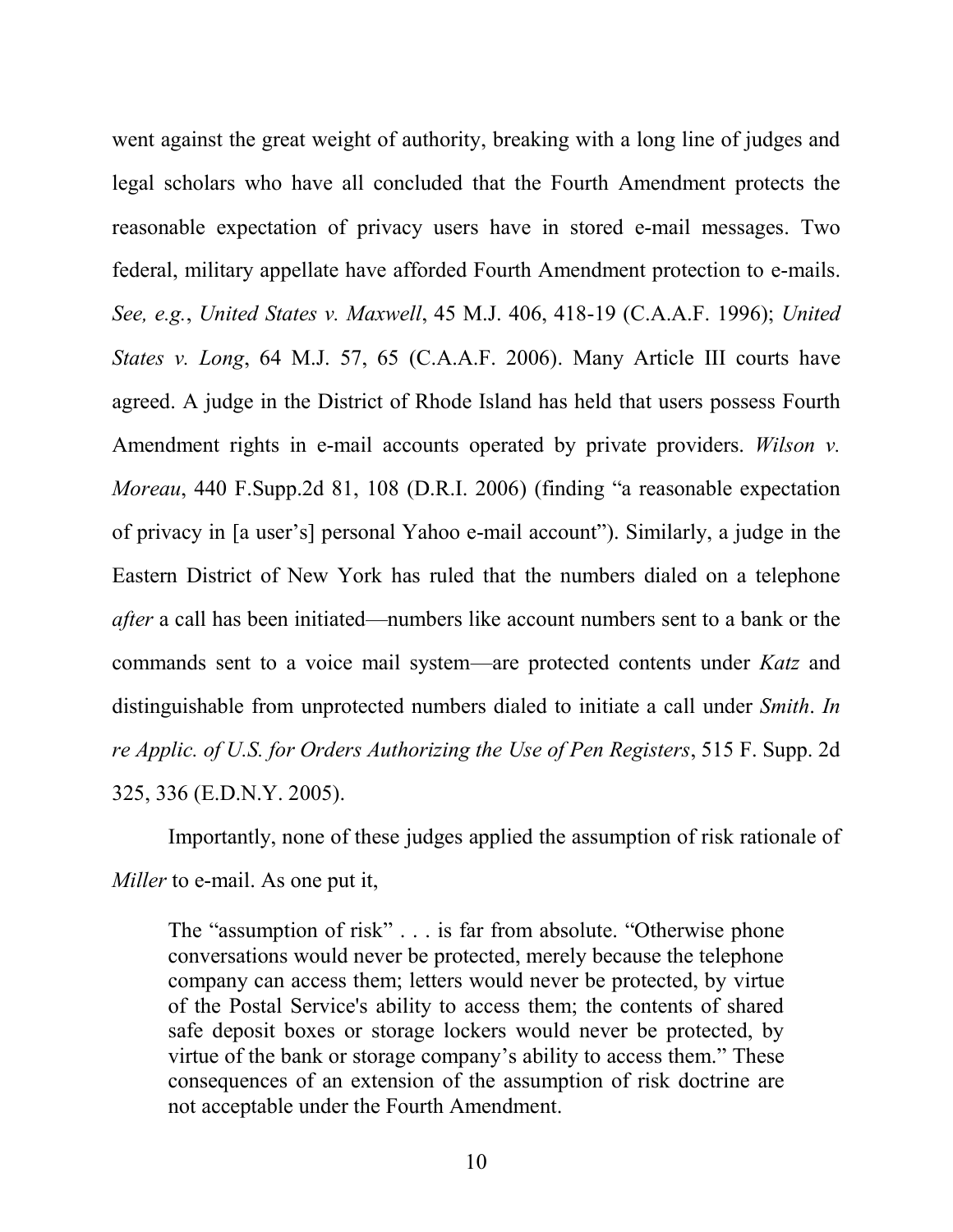went against the great weight of authority, breaking with a long line of judges and legal scholars who have all concluded that the Fourth Amendment protects the reasonable expectation of privacy users have in stored e-mail messages. Two federal, military appellate have afforded Fourth Amendment protection to e-mails. *See, e.g.*, *United States v. Maxwell*, 45 M.J. 406, 418-19 (C.A.A.F. 1996); *United States v. Long*, 64 M.J. 57, 65 (C.A.A.F. 2006). Many Article III courts have agreed. A judge in the District of Rhode Island has held that users possess Fourth Amendment rights in e-mail accounts operated by private providers. *Wilson v. Moreau*, 440 F.Supp.2d 81, 108 (D.R.I. 2006) (finding "a reasonable expectation of privacy in [a user's] personal Yahoo e-mail account"). Similarly, a judge in the Eastern District of New York has ruled that the numbers dialed on a telephone *after* a call has been initiated—numbers like account numbers sent to a bank or the commands sent to a voice mail system—are protected contents under *Katz* and distinguishable from unprotected numbers dialed to initiate a call under *Smith*. *In re Applic. of U.S. for Orders Authorizing the Use of Pen Registers*, 515 F. Supp. 2d 325, 336 (E.D.N.Y. 2005).

Importantly, none of these judges applied the assumption of risk rationale of *Miller* to e-mail. As one put it,

> The "assumption of risk" . . . is far from absolute. "Otherwise phone conversations would never be protected, merely because the telephone company can access them; letters would never be protected, by virtue of the Postal Service's ability to access them; the contents of shared safe deposit boxes or storage lockers would never be protected, by virtue of the bank or storage company's ability to access them." These consequences of an extension of the assumption of risk doctrine are not acceptable under the Fourth Amendment.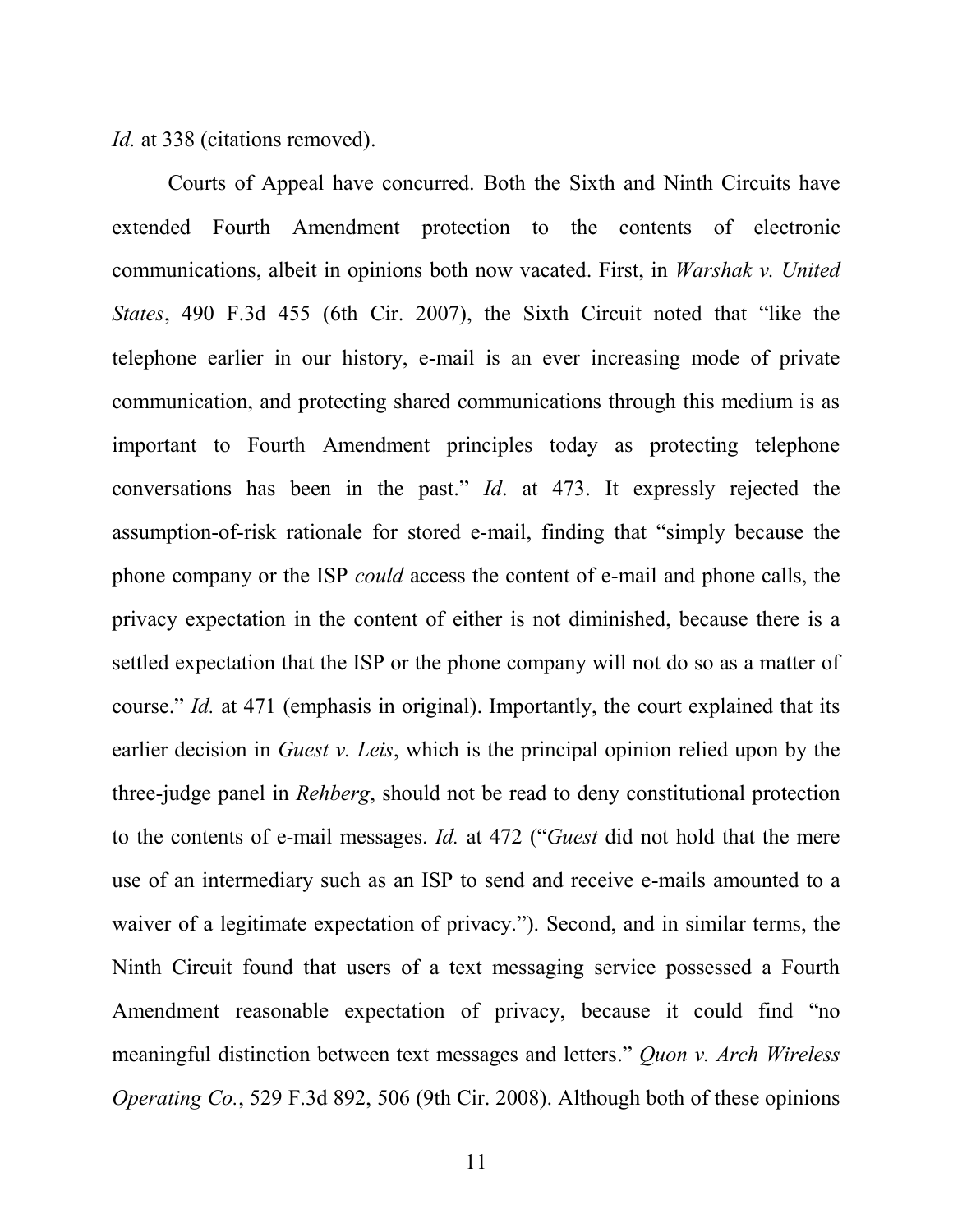*Id.* at 338 (citations removed).

Courts of Appeal have concurred. Both the Sixth and Ninth Circuits have extended Fourth Amendment protection to the contents of electronic communications, albeit in opinions both now vacated. First, in *Warshak v. United States*, 490 F.3d 455 (6th Cir. 2007), the Sixth Circuit noted that "like the telephone earlier in our history, e-mail is an ever increasing mode of private communication, and protecting shared communications through this medium is as important to Fourth Amendment principles today as protecting telephone conversations has been in the past." *Id*. at 473. It expressly rejected the assumption-of-risk rationale for stored e-mail, finding that "simply because the phone company or the ISP *could* access the content of e-mail and phone calls, the privacy expectation in the content of either is not diminished, because there is a settled expectation that the ISP or the phone company will not do so as a matter of course." *Id.* at 471 (emphasis in original). Importantly, the court explained that its earlier decision in *Guest v. Leis*, which is the principal opinion relied upon by the three-judge panel in *Rehberg*, should not be read to deny constitutional protection to the contents of e-mail messages. *Id.* at 472 ("*Guest* did not hold that the mere use of an intermediary such as an ISP to send and receive e-mails amounted to a waiver of a legitimate expectation of privacy."). Second, and in similar terms, the Ninth Circuit found that users of a text messaging service possessed a Fourth Amendment reasonable expectation of privacy, because it could find "no meaningful distinction between text messages and letters." *Quon v. Arch Wireless Operating Co.*, 529 F.3d 892, 506 (9th Cir. 2008). Although both of these opinions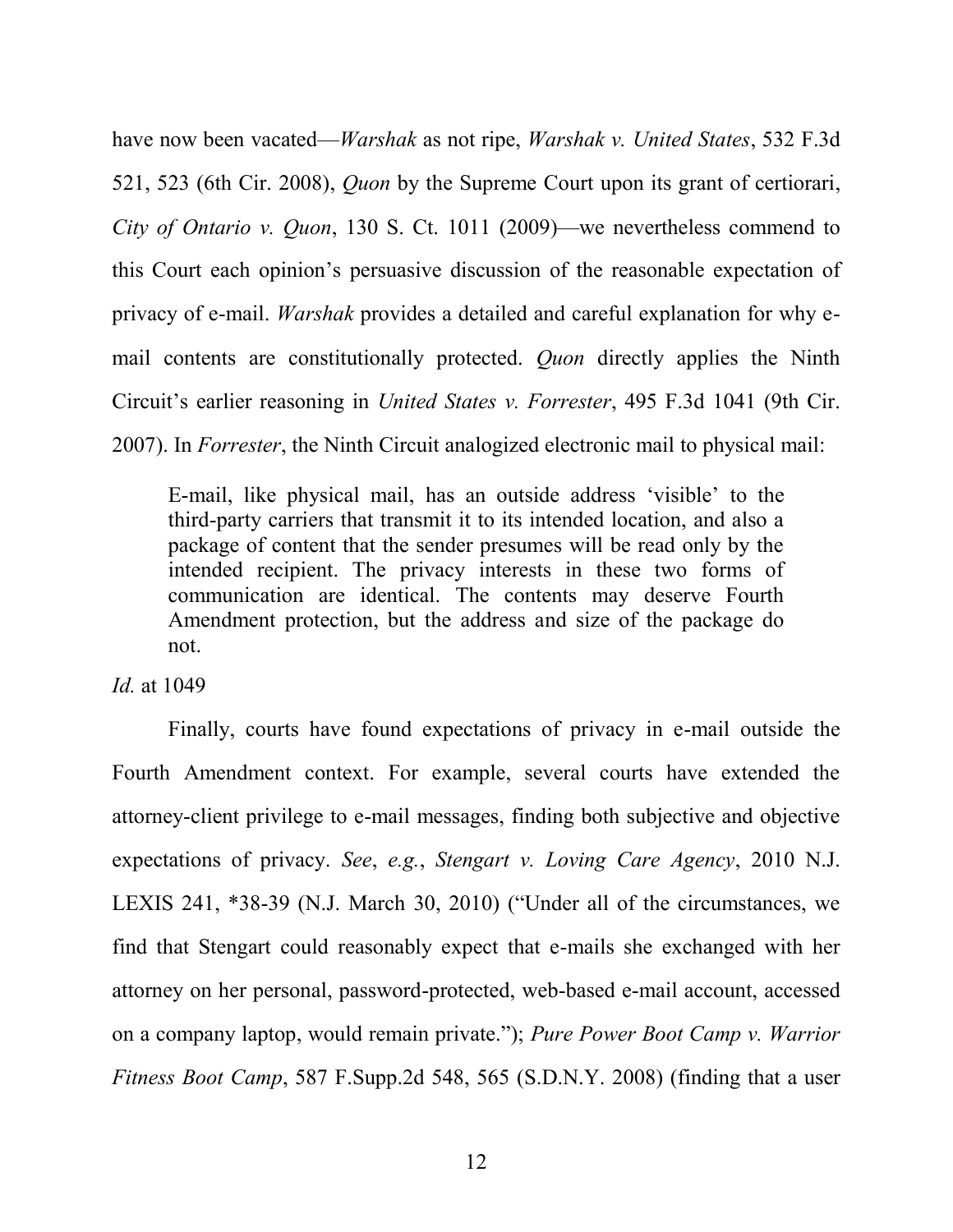have now been vacated—*Warshak* as not ripe, *Warshak v. United States*, 532 F.3d 521, 523 (6th Cir. 2008), *Quon* by the Supreme Court upon its grant of certiorari, *City of Ontario v. Quon*, 130 S. Ct. 1011 (2009)—we nevertheless commend to this Court each opinion's persuasive discussion of the reasonable expectation of privacy of e-mail. *Warshak* provides a detailed and careful explanation for why e-mail contents are constitutionally protected. *Quon* directly applies the Ninth Circuit's earlier reasoning in *United States v. Forrester*, 495 F.3d 1041 (9th Cir. 2007). In *Forrester*, the Ninth Circuit analogized electronic mail to physical mail:

> E-mail, like physical mail, has an outside address 'visible' to the third-party carriers that transmit it to its intended location, and also a package of content that the sender presumes will be read only by the intended recipient. The privacy interests in these two forms of communication are identical. The contents may deserve Fourth Amendment protection, but the address and size of the package do not.

*Id.* at 1049

Finally, courts have found expectations of privacy in e-mail outside the Fourth Amendment context. For example, several courts have extended the attorney-client privilege to e-mail messages, finding both subjective and objective expectations of privacy. *See*, *e.g.*, *Stengart v. Loving Care Agency*, 2010 N.J. LEXIS 241, *38-39 (N.J. March 30, 2010) ("Under all of the circumstances, we find that Stengart could reasonably expect that e-mails she exchanged with her attorney on her personal, password-protected, web-based e-mail account, accessed on a company laptop, would remain private."); *Pure Power Boot Camp v. Warrior Fitness Boot Camp*, 587 F.Supp.2d 548, 565 (S.D.N.Y. 2008) (finding that a user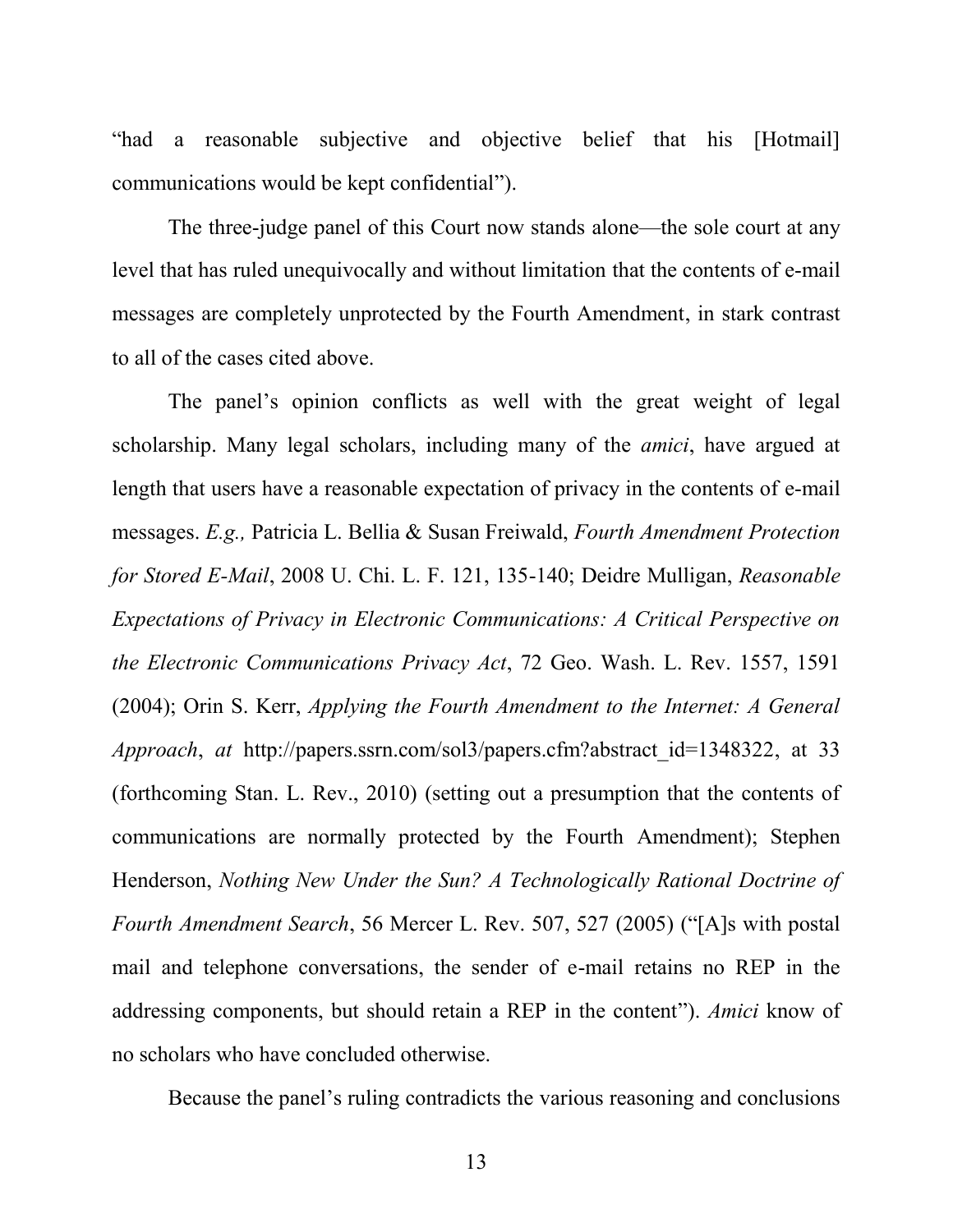"had a reasonable subjective and objective belief that his [Hotmail] communications would be kept confidential").

The three-judge panel of this Court now stands alone—the sole court at any level that has ruled unequivocally and without limitation that the contents of e-mail messages are completely unprotected by the Fourth Amendment, in stark contrast to all of the cases cited above.

The panel's opinion conflicts as well with the great weight of legal scholarship. Many legal scholars, including many of the *amici*, have argued at length that users have a reasonable expectation of privacy in the contents of e-mail messages. *E.g.,* Patricia L. Bellia & Susan Freiwald, *Fourth Amendment Protection for Stored E-Mail*, 2008 U. Chi. L. F. 121, 135-140; Deidre Mulligan, *Reasonable Expectations of Privacy in Electronic Communications: A Critical Perspective on the Electronic Communications Privacy Act*, 72 Geo. Wash. L. Rev. 1557, 1591 (2004); Orin S. Kerr, *Applying the Fourth Amendment to the Internet: A General Approach*, *at* http://papers.ssrn.com/sol3/papers.cfm?abstract_id=1348322, at 33 (forthcoming Stan. L. Rev., 2010) (setting out a presumption that the contents of communications are normally protected by the Fourth Amendment); Stephen Henderson, *Nothing New Under the Sun? A Technologically Rational Doctrine of Fourth Amendment Search*, 56 Mercer L. Rev. 507, 527 (2005) ("[A]s with postal mail and telephone conversations, the sender of e-mail retains no REP in the addressing components, but should retain a REP in the content"). *Amici* know of no scholars who have concluded otherwise.

Because the panel's ruling contradicts the various reasoning and conclusions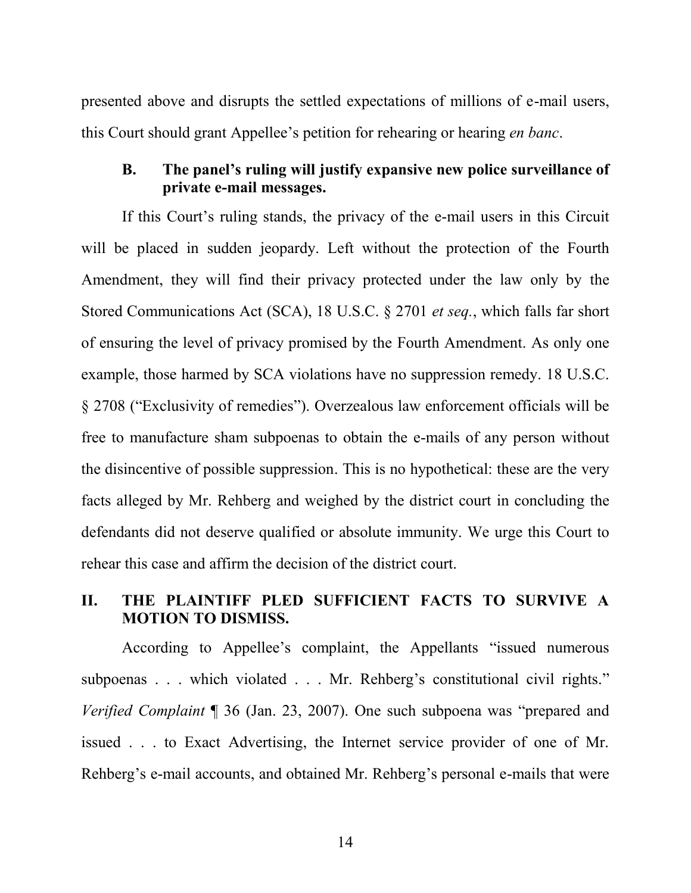presented above and disrupts the settled expectations of millions of e-mail users, this Court should grant Appellee's petition for rehearing or hearing *en banc*.

### B. The panel's ruling will justify expansive new police surveillance of private e-mail messages.

If this Court's ruling stands, the privacy of the e-mail users in this Circuit will be placed in sudden jeopardy. Left without the protection of the Fourth Amendment, they will find their privacy protected under the law only by the Stored Communications Act (SCA), 18 U.S.C. § 2701 *et seq.*, which falls far short of ensuring the level of privacy promised by the Fourth Amendment. As only one example, those harmed by SCA violations have no suppression remedy. 18 U.S.C. § 2708 ("Exclusivity of remedies"). Overzealous law enforcement officials will be free to manufacture sham subpoenas to obtain the e-mails of any person without the disincentive of possible suppression. This is no hypothetical: these are the very facts alleged by Mr. Rehberg and weighed by the district court in concluding the defendants did not deserve qualified or absolute immunity. We urge this Court to rehear this case and affirm the decision of the district court.

## II. THE PLAINTIFF PLED SUFFICIENT FACTS TO SURVIVE A MOTION TO DISMISS.

According to Appellee's complaint, the Appellants "issued numerous subpoenas . . . which violated . . . Mr. Rehberg's constitutional civil rights." *Verified Complaint* ¶ 36 (Jan. 23, 2007). One such subpoena was "prepared and issued . . . to Exact Advertising, the Internet service provider of one of Mr. Rehberg's e-mail accounts, and obtained Mr. Rehberg's personal e-mails that were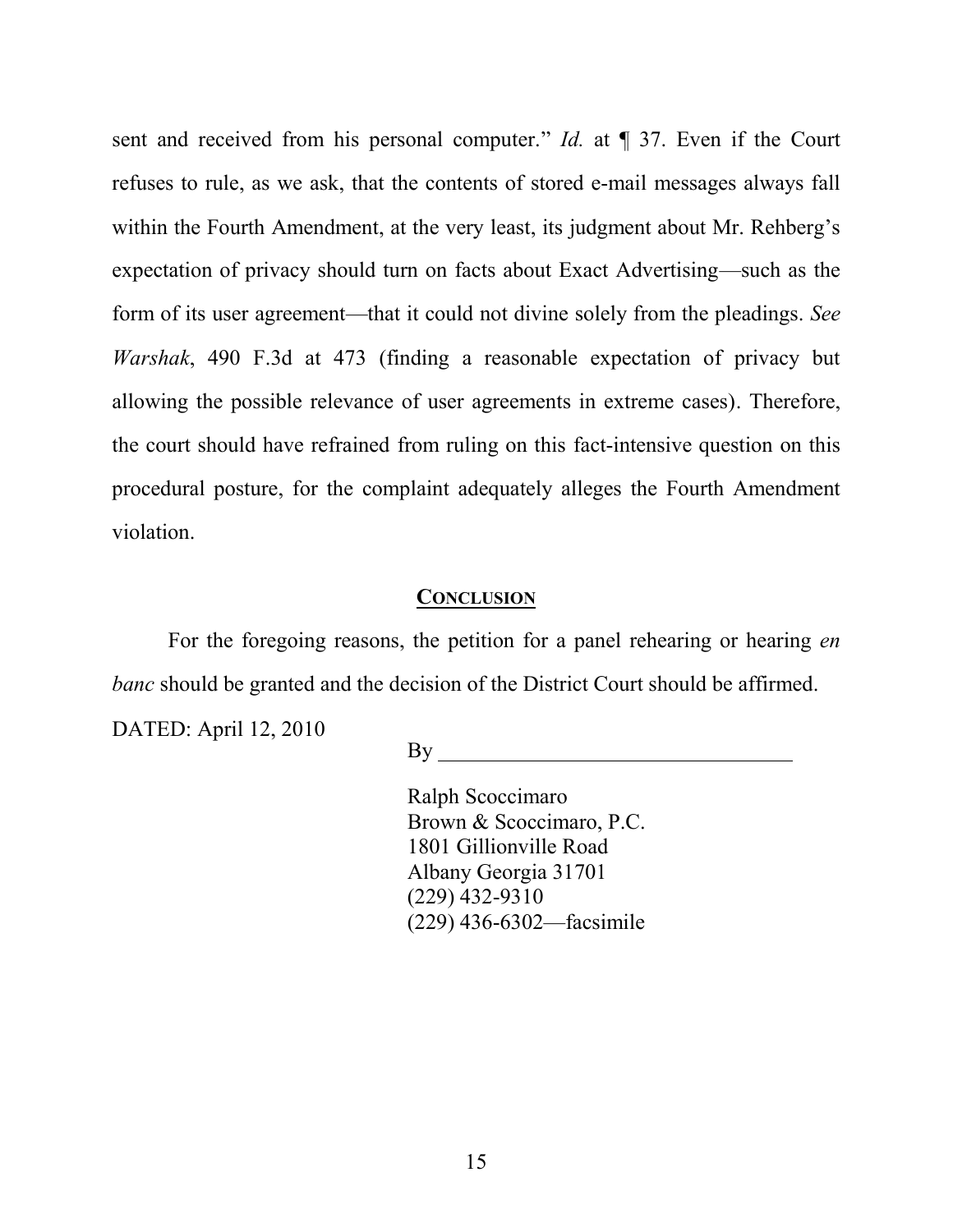sent and received from his personal computer." *Id.* at ¶ 37. Even if the Court refuses to rule, as we ask, that the contents of stored e-mail messages always fall within the Fourth Amendment, at the very least, its judgment about Mr. Rehberg's expectation of privacy should turn on facts about Exact Advertising—such as the form of its user agreement—that it could not divine solely from the pleadings. *See Warshak*, 490 F.3d at 473 (finding a reasonable expectation of privacy but allowing the possible relevance of user agreements in extreme cases). Therefore, the court should have refrained from ruling on this fact-intensive question on this procedural posture, for the complaint adequately alleges the Fourth Amendment violation.

## CONCLUSION

For the foregoing reasons, the petition for a panel rehearing or hearing *en banc* should be granted and the decision of the District Court should be affirmed.

DATED: April 12, 2010

By ________________________________

Ralph Scoccimaro
Brown & Scoccimaro, P.C.
1801 Gillionville Road
Albany Georgia 31701
(229) 432-9310
(229) 436-6302—facsimile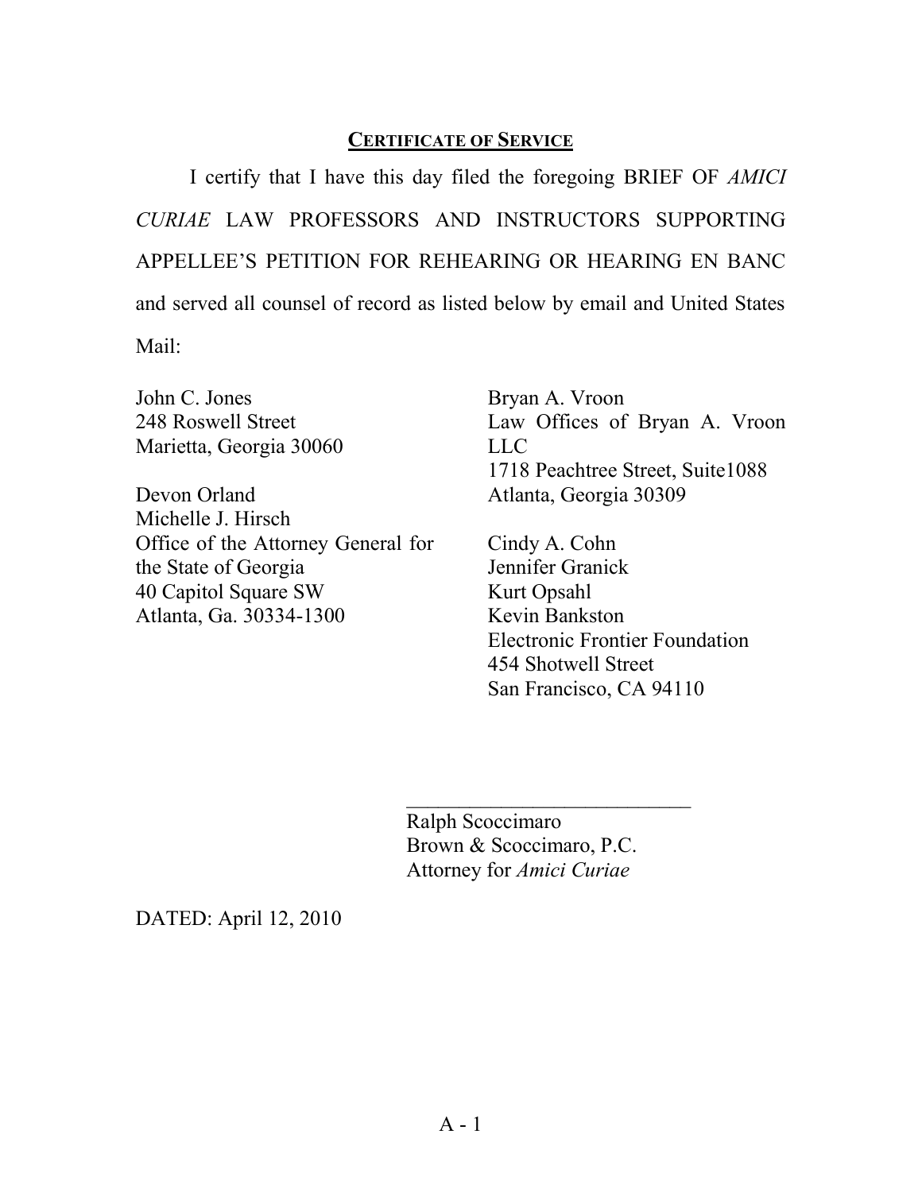## CERTIFICATE OF SERVICE

I certify that I have this day filed the foregoing BRIEF OF *AMICI CURIAE* LAW PROFESSORS AND INSTRUCTORS SUPPORTING APPELLEE'S PETITION FOR REHEARING OR HEARING EN BANC and served all counsel of record as listed below by email and United States Mail:

John C. Jones
248 Roswell Street
Marietta, Georgia 30060

Devon Orland
Michelle J. Hirsch
Office of the Attorney General for the State of Georgia
40 Capitol Square SW
Atlanta, Ga. 30334-1300

Bryan A. Vroon
Law Offices of Bryan A. Vroon LLC
1718 Peachtree Street, Suite1088
Atlanta, Georgia 30309

Cindy A. Cohn
Jennifer Granick
Kurt Opsahl
Kevin Bankston
Electronic Frontier Foundation
454 Shotwell Street
San Francisco, CA 94110

\_\_\_\_\_\_\_\_\_\_\_\_\_\_\_\_\_\_\_\_\_\_\_\_\_\_\_\_
Ralph Scoccimaro
Brown & Scoccimaro, P.C.
Attorney for *Amici Curiae*

DATED: April 12, 2010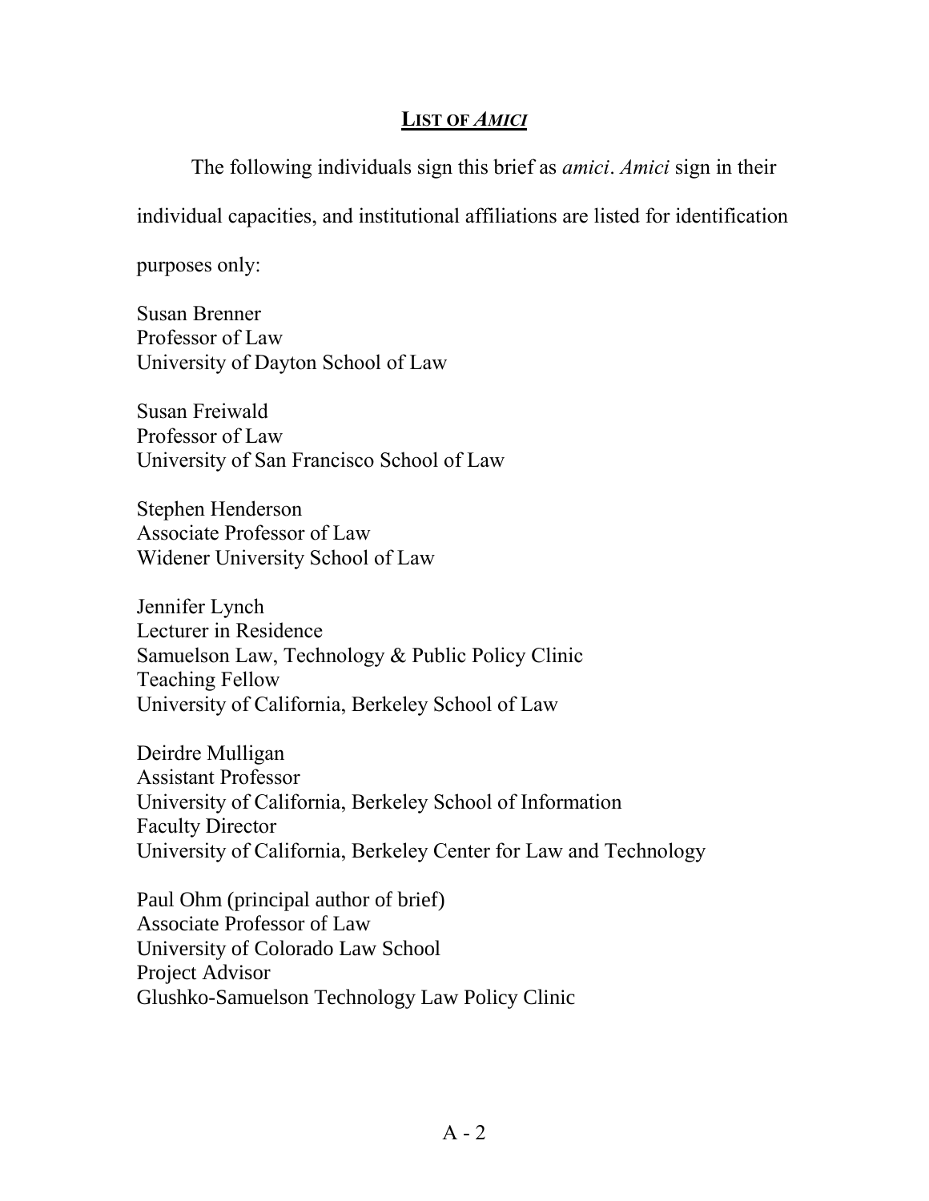## LIST OF *AMICI*

The following individuals sign this brief as *amici*. *Amici* sign in their individual capacities, and institutional affiliations are listed for identification purposes only:

Susan Brenner
Professor of Law
University of Dayton School of Law

Susan Freiwald
Professor of Law
University of San Francisco School of Law

Stephen Henderson
Associate Professor of Law
Widener University School of Law

Jennifer Lynch
Lecturer in Residence
Samuelson Law, Technology & Public Policy Clinic
Teaching Fellow
University of California, Berkeley School of Law

Deirdre Mulligan
Assistant Professor
University of California, Berkeley School of Information
Faculty Director
University of California, Berkeley Center for Law and Technology

Paul Ohm (principal author of brief)
Associate Professor of Law
University of Colorado Law School
Project Advisor
Glushko-Samuelson Technology Law Policy Clinic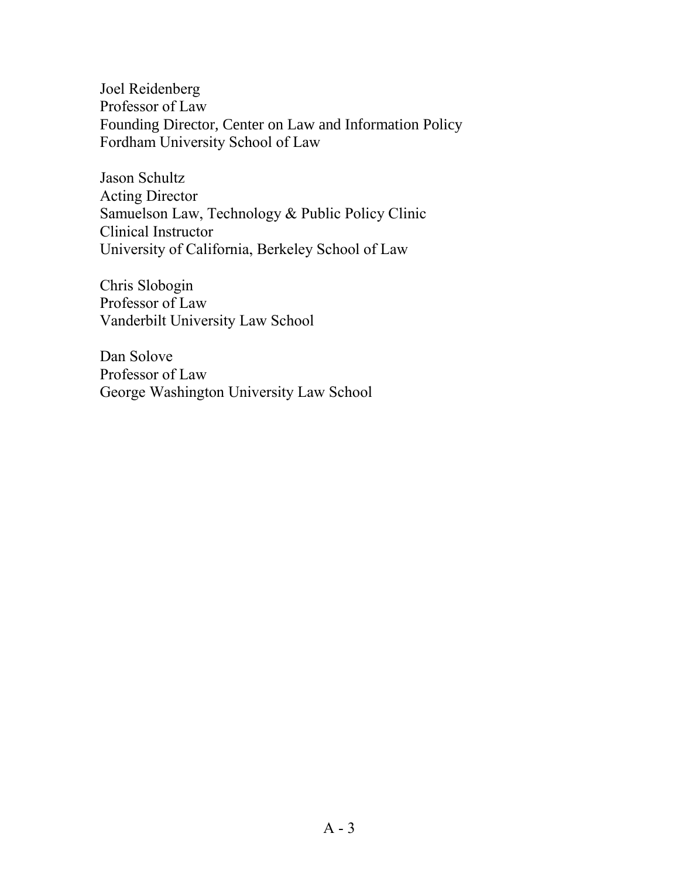Joel Reidenberg
Professor of Law
Founding Director, Center on Law and Information Policy
Fordham University School of Law

Jason Schultz
Acting Director
Samuelson Law, Technology & Public Policy Clinic
Clinical Instructor
University of California, Berkeley School of Law

Chris Slobogin
Professor of Law
Vanderbilt University Law School

Dan Solove
Professor of Law
George Washington University Law School